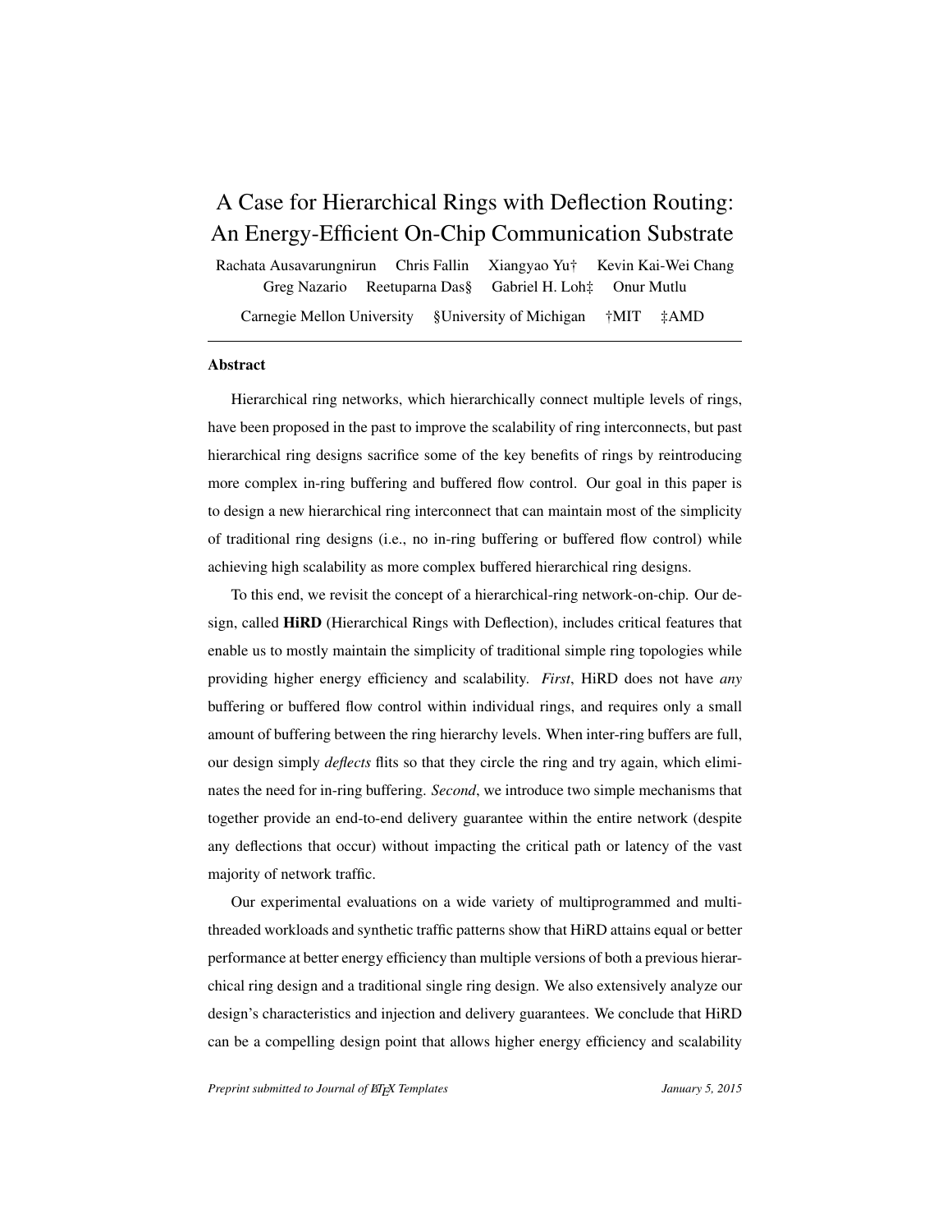# A Case for Hierarchical Rings with Deflection Routing: An Energy-Efficient On-Chip Communication Substrate

Rachata Ausavarungnirun  Chris Fallin  Xiangyao Yu†  Kevin Kai-Wei Chang  
Greg Nazario  Reetuparna Das§  Gabriel H. Loh‡  Onur Mutlu

Carnegie Mellon University  §University of Michigan  †MIT  ‡AMD

---

## Abstract

Hierarchical ring networks, which hierarchically connect multiple levels of rings, have been proposed in the past to improve the scalability of ring interconnects, but past hierarchical ring designs sacrifice some of the key benefits of rings by reintroducing more complex in-ring buffering and buffered flow control. Our goal in this paper is to design a new hierarchical ring interconnect that can maintain most of the simplicity of traditional ring designs (i.e., no in-ring buffering or buffered flow control) while achieving high scalability as more complex buffered hierarchical ring designs.

To this end, we revisit the concept of a hierarchical-ring network-on-chip. Our design, called **HiRD** (Hierarchical Rings with Deflection), includes critical features that enable us to mostly maintain the simplicity of traditional simple ring topologies while providing higher energy efficiency and scalability. *First*, HiRD does not have *any* buffering or buffered flow control within individual rings, and requires only a small amount of buffering between the ring hierarchy levels. When inter-ring buffers are full, our design simply *deflects* flits so that they circle the ring and try again, which eliminates the need for in-ring buffering. *Second*, we introduce two simple mechanisms that together provide an end-to-end delivery guarantee within the entire network (despite any deflections that occur) without impacting the critical path or latency of the vast majority of network traffic.

Our experimental evaluations on a wide variety of multiprogrammed and multi-threaded workloads and synthetic traffic patterns show that HiRD attains equal or better performance at better energy efficiency than multiple versions of both a previous hierarchical ring design and a traditional single ring design. We also extensively analyze our design's characteristics and injection and delivery guarantees. We conclude that HiRD can be a compelling design point that allows higher energy efficiency and scalability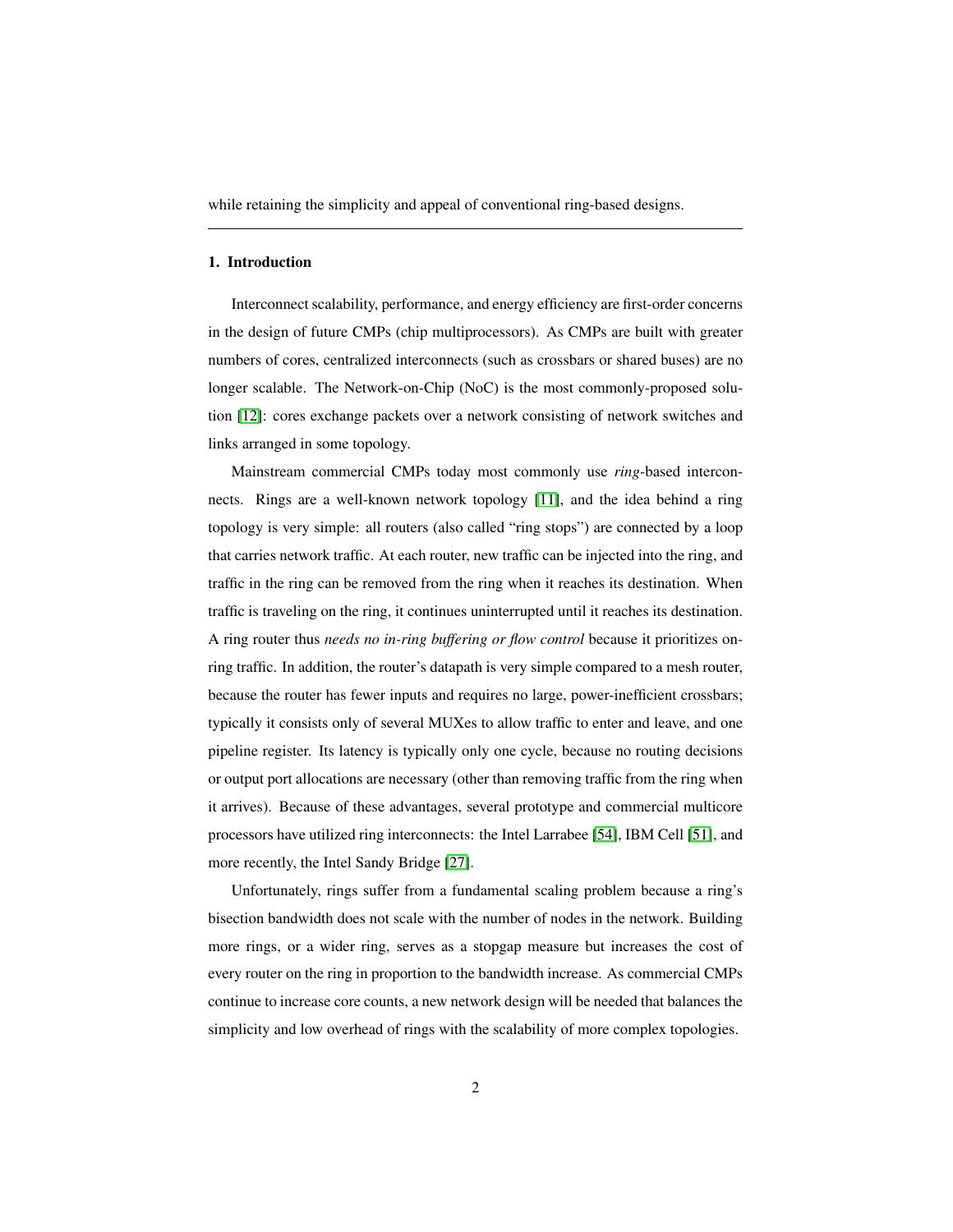while retaining the simplicity and appeal of conventional ring-based designs.

---

## 1. Introduction

Interconnect scalability, performance, and energy efficiency are first-order concerns in the design of future CMPs (chip multiprocessors). As CMPs are built with greater numbers of cores, centralized interconnects (such as crossbars or shared buses) are no longer scalable. The Network-on-Chip (NoC) is the most commonly-proposed solution [12]: cores exchange packets over a network consisting of network switches and links arranged in some topology.

Mainstream commercial CMPs today most commonly use *ring*-based interconnects. Rings are a well-known network topology [11], and the idea behind a ring topology is very simple: all routers (also called "ring stops") are connected by a loop that carries network traffic. At each router, new traffic can be injected into the ring, and traffic in the ring can be removed from the ring when it reaches its destination. When traffic is traveling on the ring, it continues uninterrupted until it reaches its destination. A ring router thus *needs no in-ring buffering or flow control* because it prioritizes on-ring traffic. In addition, the router's datapath is very simple compared to a mesh router, because the router has fewer inputs and requires no large, power-inefficient crossbars; typically it consists only of several MUXes to allow traffic to enter and leave, and one pipeline register. Its latency is typically only one cycle, because no routing decisions or output port allocations are necessary (other than removing traffic from the ring when it arrives). Because of these advantages, several prototype and commercial multicore processors have utilized ring interconnects: the Intel Larrabee [54], IBM Cell [51], and more recently, the Intel Sandy Bridge [27].

Unfortunately, rings suffer from a fundamental scaling problem because a ring's bisection bandwidth does not scale with the number of nodes in the network. Building more rings, or a wider ring, serves as a stopgap measure but increases the cost of every router on the ring in proportion to the bandwidth increase. As commercial CMPs continue to increase core counts, a new network design will be needed that balances the simplicity and low overhead of rings with the scalability of more complex topologies.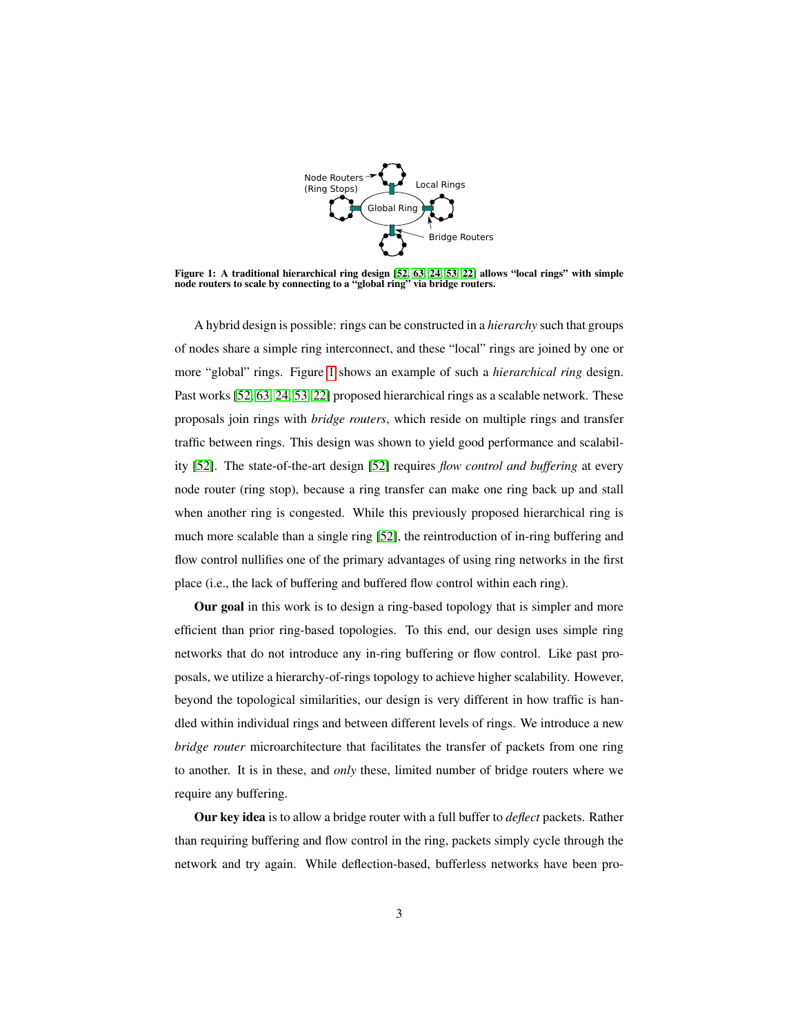Node Routers (Ring Stops) — Local Rings — Global Ring — Bridge Routers

**Figure 1: A traditional hierarchical ring design [52, 63, 24, 53, 22] allows "local rings" with simple node routers to scale by connecting to a "global ring" via bridge routers.**

A hybrid design is possible: rings can be constructed in a *hierarchy* such that groups of nodes share a simple ring interconnect, and these "local" rings are joined by one or more "global" rings. Figure 1 shows an example of such a *hierarchical ring* design. Past works [52, 63, 24, 53, 22] proposed hierarchical rings as a scalable network. These proposals join rings with *bridge routers*, which reside on multiple rings and transfer traffic between rings. This design was shown to yield good performance and scalability [52]. The state-of-the-art design [52] requires *flow control and buffering* at every node router (ring stop), because a ring transfer can make one ring back up and stall when another ring is congested. While this previously proposed hierarchical ring is much more scalable than a single ring [52], the reintroduction of in-ring buffering and flow control nullifies one of the primary advantages of using ring networks in the first place (i.e., the lack of buffering and buffered flow control within each ring).

**Our goal** in this work is to design a ring-based topology that is simpler and more efficient than prior ring-based topologies. To this end, our design uses simple ring networks that do not introduce any in-ring buffering or flow control. Like past proposals, we utilize a hierarchy-of-rings topology to achieve higher scalability. However, beyond the topological similarities, our design is very different in how traffic is handled within individual rings and between different levels of rings. We introduce a new *bridge router* microarchitecture that facilitates the transfer of packets from one ring to another. It is in these, and *only* these, limited number of bridge routers where we require any buffering.

**Our key idea** is to allow a bridge router with a full buffer to *deflect* packets. Rather than requiring buffering and flow control in the ring, packets simply cycle through the network and try again. While deflection-based, bufferless networks have been pro-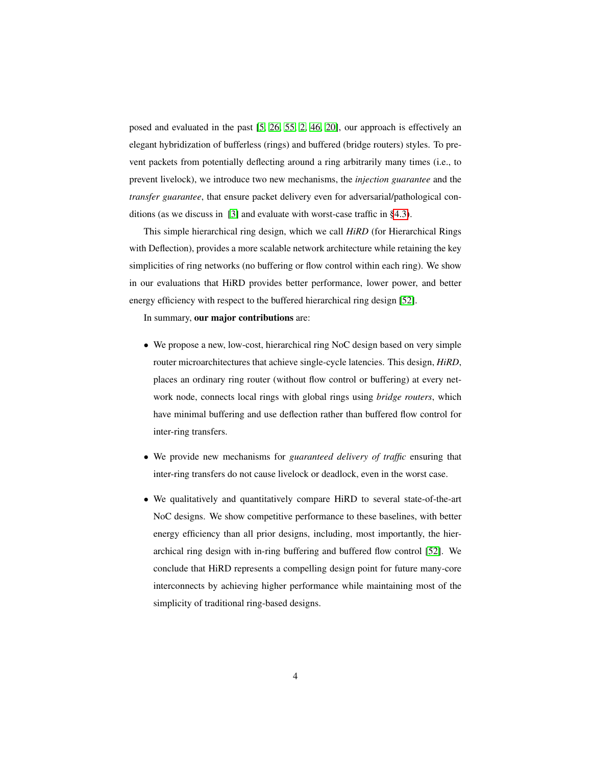posed and evaluated in the past [5, 26, 55, 2, 46, 20], our approach is effectively an elegant hybridization of bufferless (rings) and buffered (bridge routers) styles. To prevent packets from potentially deflecting around a ring arbitrarily many times (i.e., to prevent livelock), we introduce two new mechanisms, the *injection guarantee* and the *transfer guarantee*, that ensure packet delivery even for adversarial/pathological conditions (as we discuss in [3] and evaluate with worst-case traffic in §4.3).

This simple hierarchical ring design, which we call *HiRD* (for Hierarchical Rings with Deflection), provides a more scalable network architecture while retaining the key simplicities of ring networks (no buffering or flow control within each ring). We show in our evaluations that HiRD provides better performance, lower power, and better energy efficiency with respect to the buffered hierarchical ring design [52].

In summary, **our major contributions** are:

- We propose a new, low-cost, hierarchical ring NoC design based on very simple router microarchitectures that achieve single-cycle latencies. This design, *HiRD*, places an ordinary ring router (without flow control or buffering) at every network node, connects local rings with global rings using *bridge routers*, which have minimal buffering and use deflection rather than buffered flow control for inter-ring transfers.
- We provide new mechanisms for *guaranteed delivery of traffic* ensuring that inter-ring transfers do not cause livelock or deadlock, even in the worst case.
- We qualitatively and quantitatively compare HiRD to several state-of-the-art NoC designs. We show competitive performance to these baselines, with better energy efficiency than all prior designs, including, most importantly, the hierarchical ring design with in-ring buffering and buffered flow control [52]. We conclude that HiRD represents a compelling design point for future many-core interconnects by achieving higher performance while maintaining most of the simplicity of traditional ring-based designs.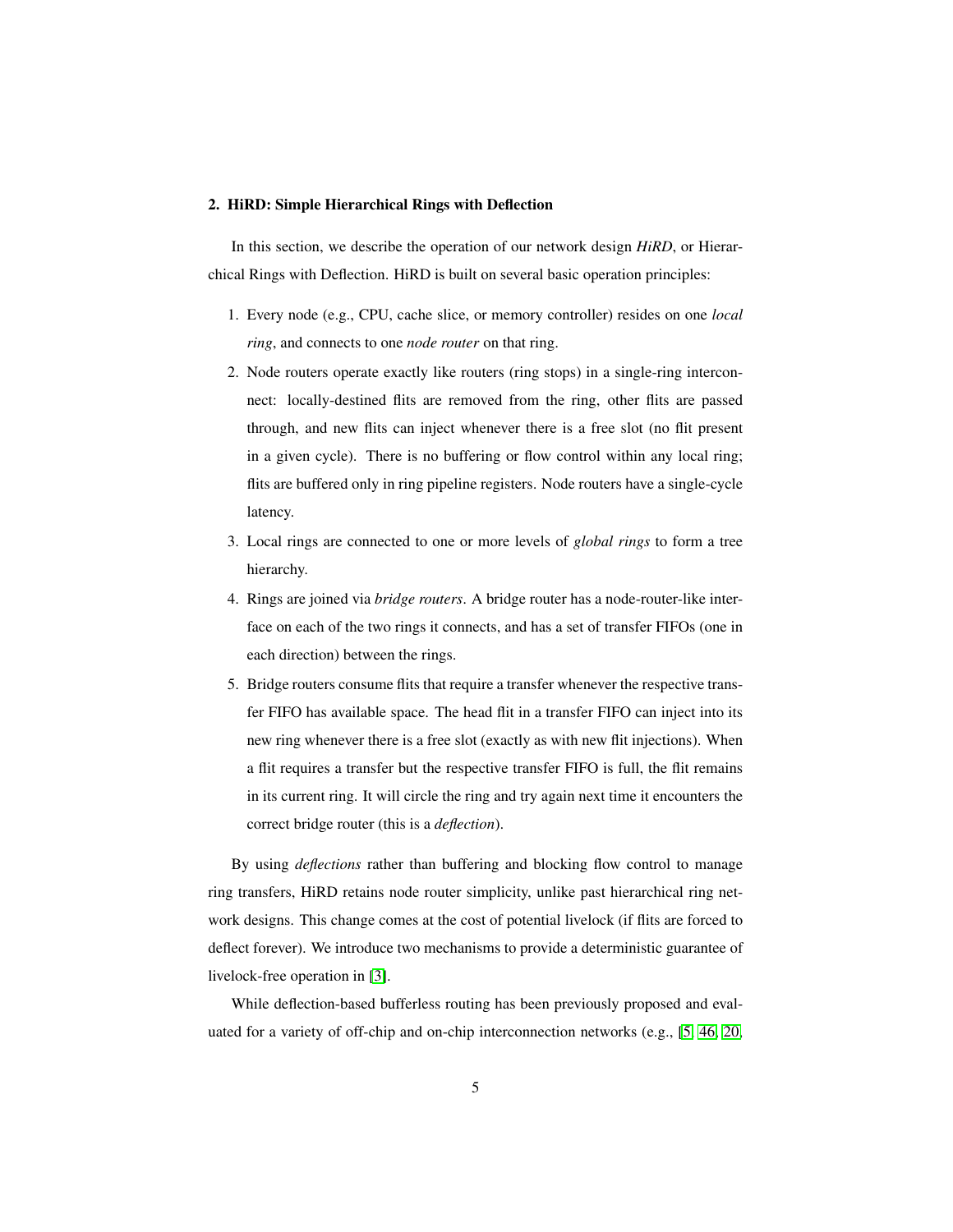## 2. HiRD: Simple Hierarchical Rings with Deflection

In this section, we describe the operation of our network design *HiRD*, or Hierarchical Rings with Deflection. HiRD is built on several basic operation principles:

1. Every node (e.g., CPU, cache slice, or memory controller) resides on one *local ring*, and connects to one *node router* on that ring.
2. Node routers operate exactly like routers (ring stops) in a single-ring interconnect: locally-destined flits are removed from the ring, other flits are passed through, and new flits can inject whenever there is a free slot (no flit present in a given cycle). There is no buffering or flow control within any local ring; flits are buffered only in ring pipeline registers. Node routers have a single-cycle latency.
3. Local rings are connected to one or more levels of *global rings* to form a tree hierarchy.
4. Rings are joined via *bridge routers*. A bridge router has a node-router-like interface on each of the two rings it connects, and has a set of transfer FIFOs (one in each direction) between the rings.
5. Bridge routers consume flits that require a transfer whenever the respective transfer FIFO has available space. The head flit in a transfer FIFO can inject into its new ring whenever there is a free slot (exactly as with new flit injections). When a flit requires a transfer but the respective transfer FIFO is full, the flit remains in its current ring. It will circle the ring and try again next time it encounters the correct bridge router (this is a *deflection*).

By using *deflections* rather than buffering and blocking flow control to manage ring transfers, HiRD retains node router simplicity, unlike past hierarchical ring network designs. This change comes at the cost of potential livelock (if flits are forced to deflect forever). We introduce two mechanisms to provide a deterministic guarantee of livelock-free operation in [3].

While deflection-based bufferless routing has been previously proposed and evaluated for a variety of off-chip and on-chip interconnection networks (e.g., [5, 46, 20,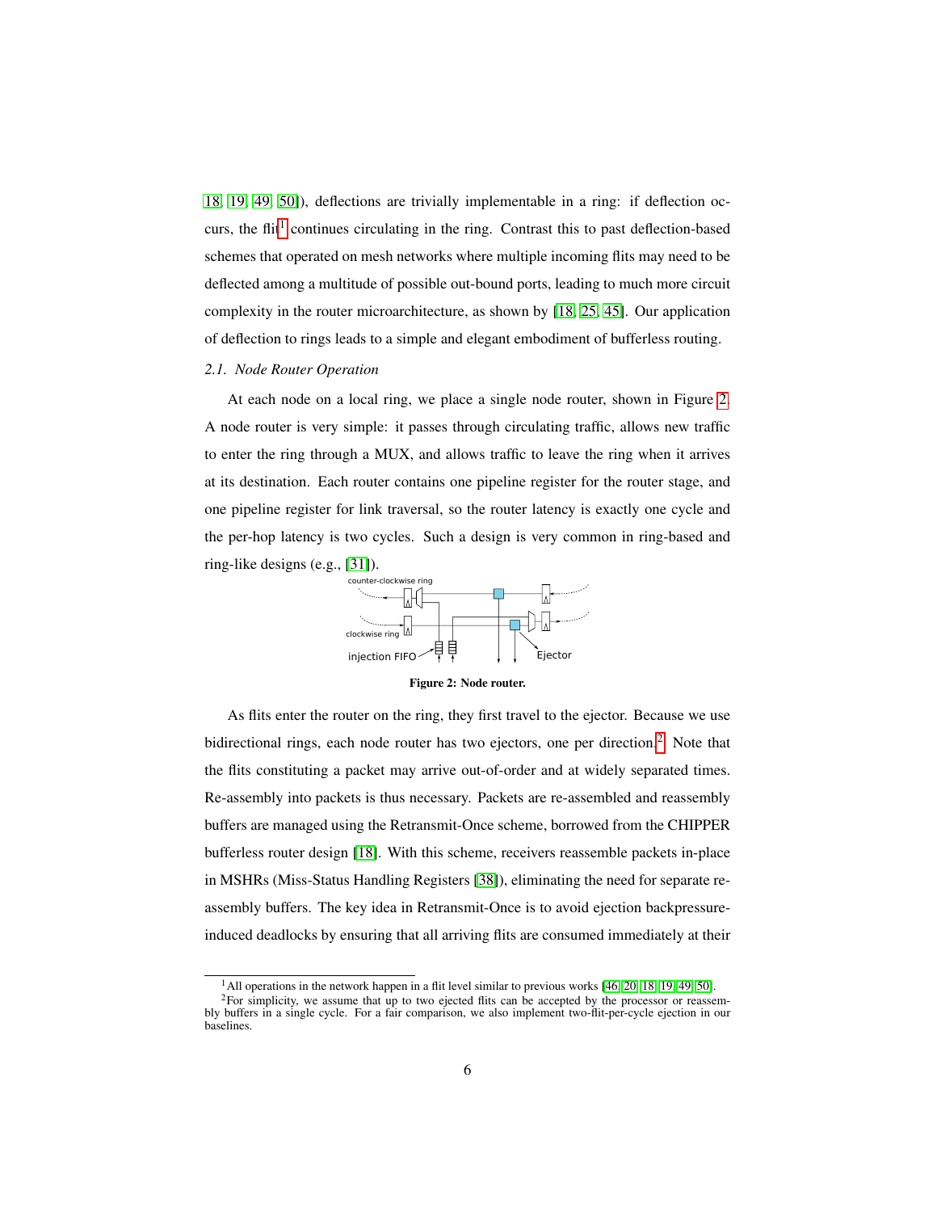18, 19, 49, 50]), deflections are trivially implementable in a ring: if deflection occurs, the flit[1] continues circulating in the ring. Contrast this to past deflection-based schemes that operated on mesh networks where multiple incoming flits may need to be deflected among a multitude of possible out-bound ports, leading to much more circuit complexity in the router microarchitecture, as shown by [18, 25, 45]. Our application of deflection to rings leads to a simple and elegant embodiment of bufferless routing.

### 2.1. Node Router Operation

At each node on a local ring, we place a single node router, shown in Figure 2. A node router is very simple: it passes through circulating traffic, allows new traffic to enter the ring through a MUX, and allows traffic to leave the ring when it arrives at its destination. Each router contains one pipeline register for the router stage, and one pipeline register for link traversal, so the router latency is exactly one cycle and the per-hop latency is two cycles. Such a design is very common in ring-based and ring-like designs (e.g., [31]).

counter-clockwise ring

clockwise ring

injection FIFO

Ejector

**Figure 2: Node router.**

As flits enter the router on the ring, they first travel to the ejector. Because we use bidirectional rings, each node router has two ejectors, one per direction.[2] Note that the flits constituting a packet may arrive out-of-order and at widely separated times. Re-assembly into packets is thus necessary. Packets are re-assembled and reassembly buffers are managed using the Retransmit-Once scheme, borrowed from the CHIPPER bufferless router design [18]. With this scheme, receivers reassemble packets in-place in MSHRs (Miss-Status Handling Registers [38]), eliminating the need for separate reassembly buffers. The key idea in Retransmit-Once is to avoid ejection backpressure-induced deadlocks by ensuring that all arriving flits are consumed immediately at their

---

[1] All operations in the network happen in a flit level similar to previous works [46, 20, 18, 19, 49, 50].

[2] For simplicity, we assume that up to two ejected flits can be accepted by the processor or reassembly buffers in a single cycle. For a fair comparison, we also implement two-flit-per-cycle ejection in our baselines.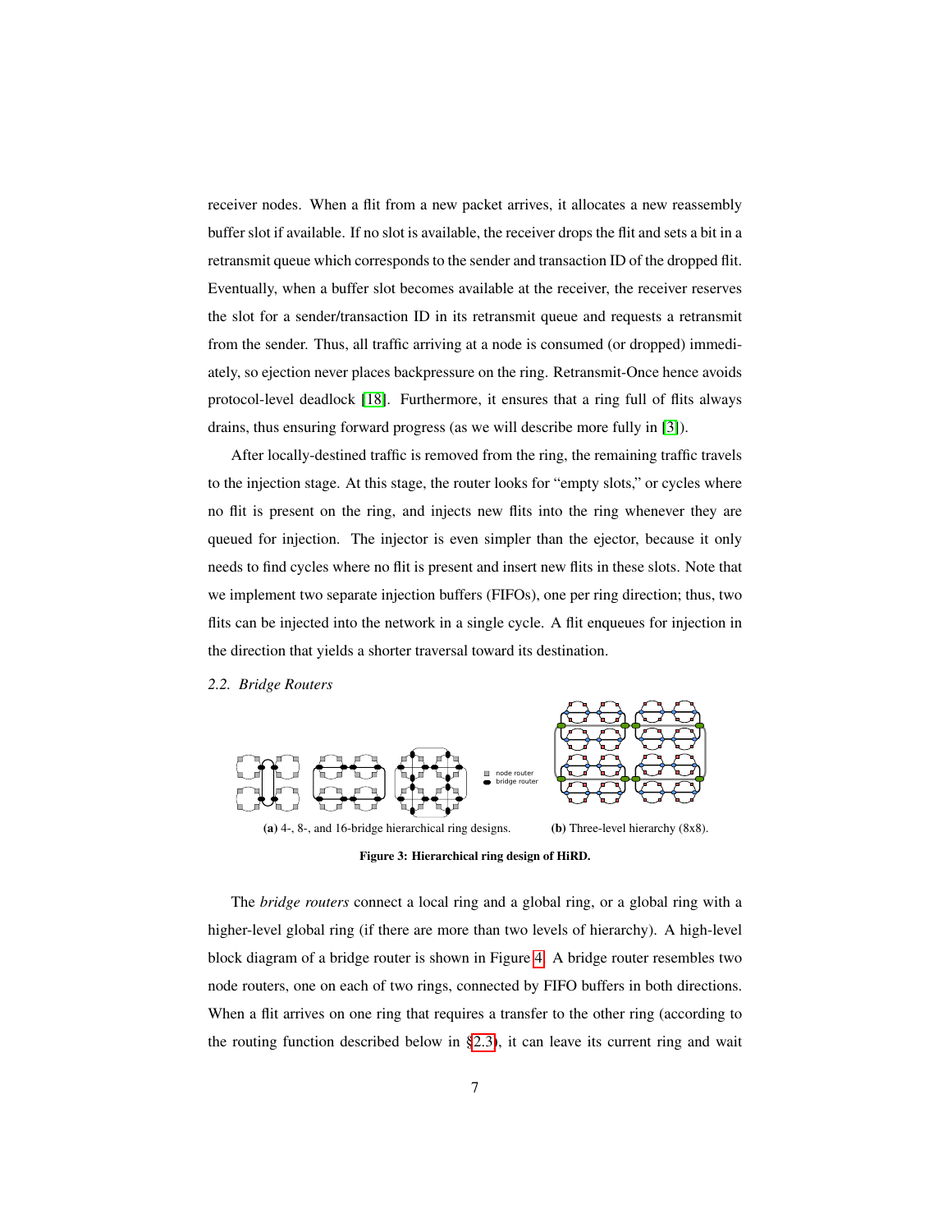receiver nodes. When a flit from a new packet arrives, it allocates a new reassembly buffer slot if available. If no slot is available, the receiver drops the flit and sets a bit in a retransmit queue which corresponds to the sender and transaction ID of the dropped flit. Eventually, when a buffer slot becomes available at the receiver, the receiver reserves the slot for a sender/transaction ID in its retransmit queue and requests a retransmit from the sender. Thus, all traffic arriving at a node is consumed (or dropped) immediately, so ejection never places backpressure on the ring. Retransmit-Once hence avoids protocol-level deadlock [18]. Furthermore, it ensures that a ring full of flits always drains, thus ensuring forward progress (as we will describe more fully in [3]).

After locally-destined traffic is removed from the ring, the remaining traffic travels to the injection stage. At this stage, the router looks for "empty slots," or cycles where no flit is present on the ring, and injects new flits into the ring whenever they are queued for injection. The injector is even simpler than the ejector, because it only needs to find cycles where no flit is present and insert new flits in these slots. Note that we implement two separate injection buffers (FIFOs), one per ring direction; thus, two flits can be injected into the network in a single cycle. A flit enqueues for injection in the direction that yields a shorter traversal toward its destination.

### 2.2. Bridge Routers

node router
bridge router

**(a)** 4-, 8-, and 16-bridge hierarchical ring designs. **(b)** Three-level hierarchy (8x8).

**Figure 3: Hierarchical ring design of HiRD.**

The *bridge routers* connect a local ring and a global ring, or a global ring with a higher-level global ring (if there are more than two levels of hierarchy). A high-level block diagram of a bridge router is shown in Figure 4. A bridge router resembles two node routers, one on each of two rings, connected by FIFO buffers in both directions. When a flit arrives on one ring that requires a transfer to the other ring (according to the routing function described below in §2.3), it can leave its current ring and wait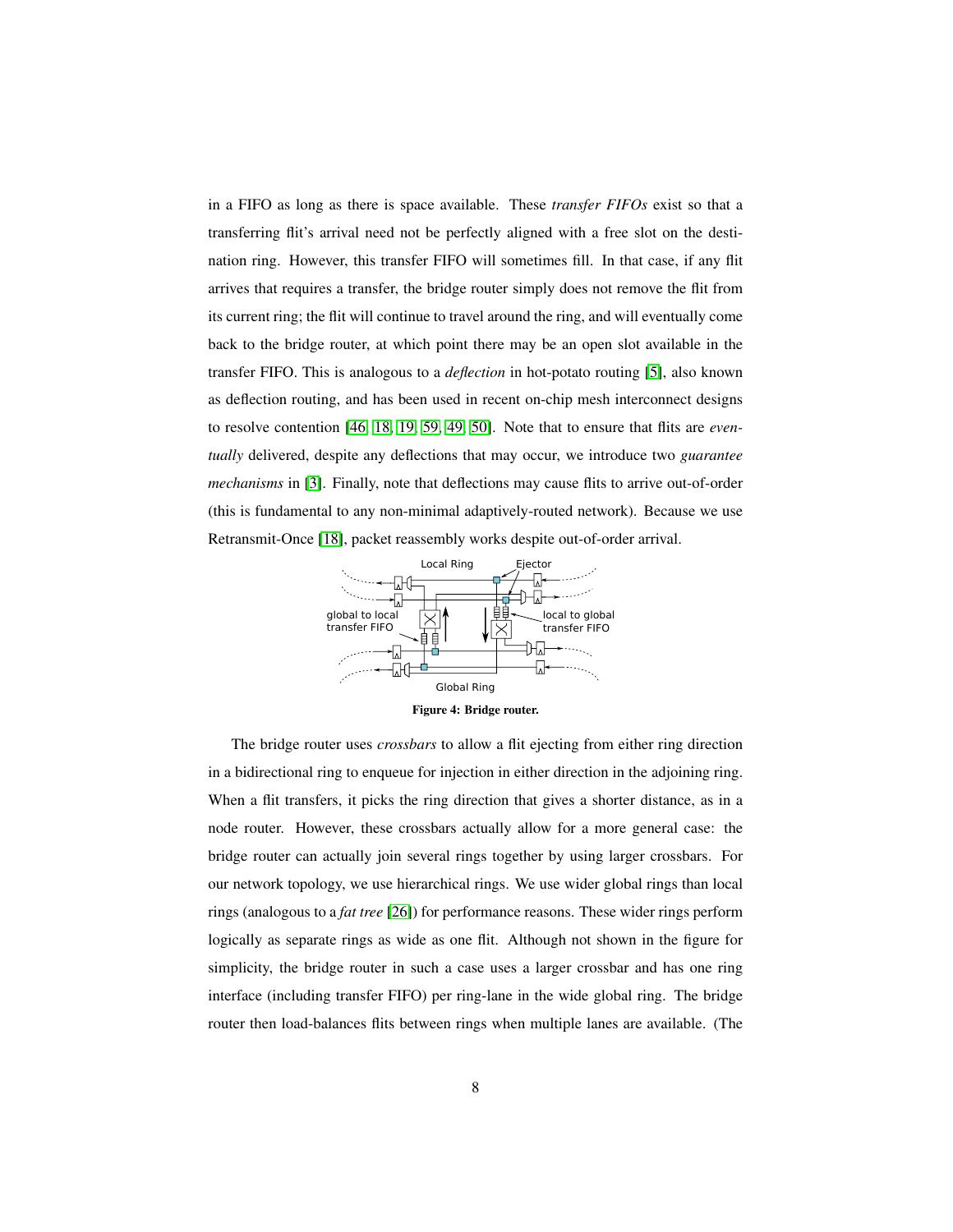in a FIFO as long as there is space available. These *transfer FIFOs* exist so that a transferring flit's arrival need not be perfectly aligned with a free slot on the destination ring. However, this transfer FIFO will sometimes fill. In that case, if any flit arrives that requires a transfer, the bridge router simply does not remove the flit from its current ring; the flit will continue to travel around the ring, and will eventually come back to the bridge router, at which point there may be an open slot available in the transfer FIFO. This is analogous to a *deflection* in hot-potato routing [5], also known as deflection routing, and has been used in recent on-chip mesh interconnect designs to resolve contention [46, 18, 19, 59, 49, 50]. Note that to ensure that flits are *eventually* delivered, despite any deflections that may occur, we introduce two *guarantee mechanisms* in [3]. Finally, note that deflections may cause flits to arrive out-of-order (this is fundamental to any non-minimal adaptively-routed network). Because we use Retransmit-Once [18], packet reassembly works despite out-of-order arrival.

Local Ring — Ejector — global to local transfer FIFO — local to global transfer FIFO — Global Ring

**Figure 4: Bridge router.**

The bridge router uses *crossbars* to allow a flit ejecting from either ring direction in a bidirectional ring to enqueue for injection in either direction in the adjoining ring. When a flit transfers, it picks the ring direction that gives a shorter distance, as in a node router. However, these crossbars actually allow for a more general case: the bridge router can actually join several rings together by using larger crossbars. For our network topology, we use hierarchical rings. We use wider global rings than local rings (analogous to a *fat tree* [26]) for performance reasons. These wider rings perform logically as separate rings as wide as one flit. Although not shown in the figure for simplicity, the bridge router in such a case uses a larger crossbar and has one ring interface (including transfer FIFO) per ring-lane in the wide global ring. The bridge router then load-balances flits between rings when multiple lanes are available. (The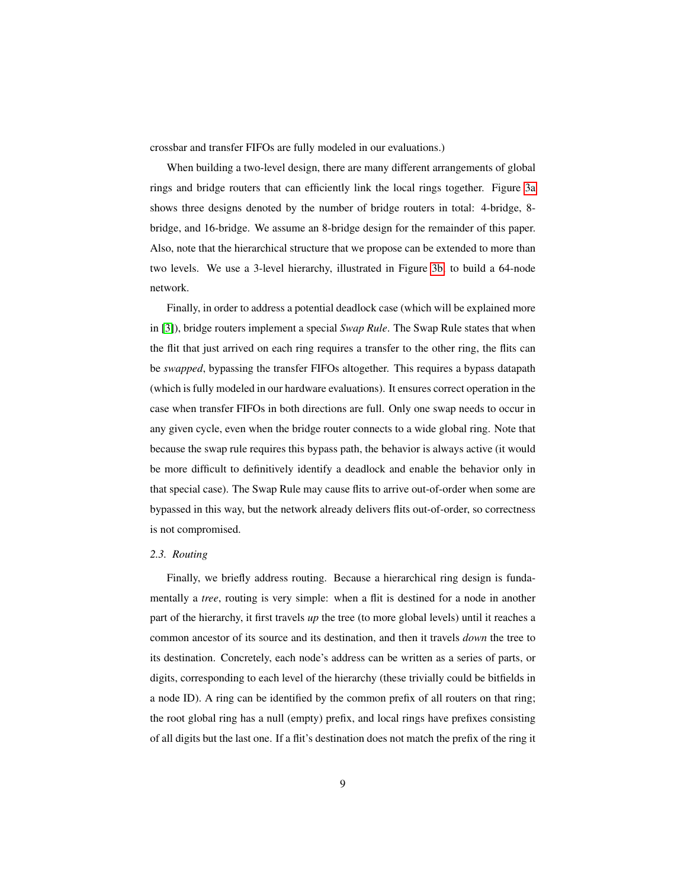crossbar and transfer FIFOs are fully modeled in our evaluations.)

When building a two-level design, there are many different arrangements of global rings and bridge routers that can efficiently link the local rings together. Figure 3a shows three designs denoted by the number of bridge routers in total: 4-bridge, 8-bridge, and 16-bridge. We assume an 8-bridge design for the remainder of this paper. Also, note that the hierarchical structure that we propose can be extended to more than two levels. We use a 3-level hierarchy, illustrated in Figure 3b, to build a 64-node network.

Finally, in order to address a potential deadlock case (which will be explained more in [3]), bridge routers implement a special *Swap Rule*. The Swap Rule states that when the flit that just arrived on each ring requires a transfer to the other ring, the flits can be *swapped*, bypassing the transfer FIFOs altogether. This requires a bypass datapath (which is fully modeled in our hardware evaluations). It ensures correct operation in the case when transfer FIFOs in both directions are full. Only one swap needs to occur in any given cycle, even when the bridge router connects to a wide global ring. Note that because the swap rule requires this bypass path, the behavior is always active (it would be more difficult to definitively identify a deadlock and enable the behavior only in that special case). The Swap Rule may cause flits to arrive out-of-order when some are bypassed in this way, but the network already delivers flits out-of-order, so correctness is not compromised.

### 2.3. Routing

Finally, we briefly address routing. Because a hierarchical ring design is fundamentally a *tree*, routing is very simple: when a flit is destined for a node in another part of the hierarchy, it first travels *up* the tree (to more global levels) until it reaches a common ancestor of its source and its destination, and then it travels *down* the tree to its destination. Concretely, each node's address can be written as a series of parts, or digits, corresponding to each level of the hierarchy (these trivially could be bitfields in a node ID). A ring can be identified by the common prefix of all routers on that ring; the root global ring has a null (empty) prefix, and local rings have prefixes consisting of all digits but the last one. If a flit's destination does not match the prefix of the ring it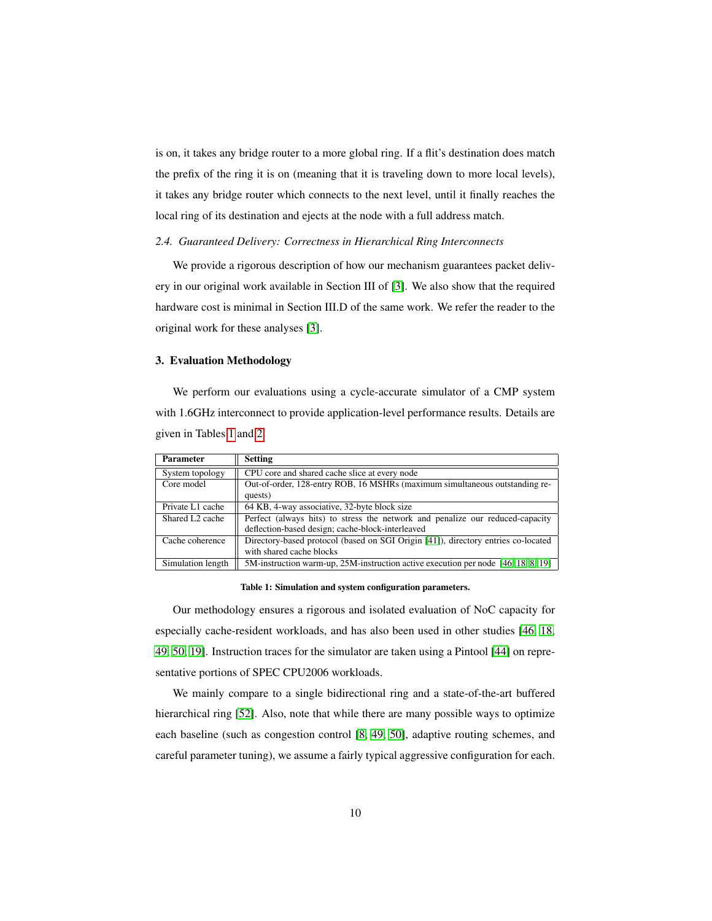is on, it takes any bridge router to a more global ring. If a flit's destination does match the prefix of the ring it is on (meaning that it is traveling down to more local levels), it takes any bridge router which connects to the next level, until it finally reaches the local ring of its destination and ejects at the node with a full address match.

### *2.4. Guaranteed Delivery: Correctness in Hierarchical Ring Interconnects*

We provide a rigorous description of how our mechanism guarantees packet delivery in our original work available in Section III of [3]. We also show that the required hardware cost is minimal in Section III.D of the same work. We refer the reader to the original work for these analyses [3].

## 3. Evaluation Methodology

We perform our evaluations using a cycle-accurate simulator of a CMP system with 1.6GHz interconnect to provide application-level performance results. Details are given in Tables 1 and 2.

| Parameter | Setting |
| --- | --- |
| System topology | CPU core and shared cache slice at every node |
| Core model | Out-of-order, 128-entry ROB, 16 MSHRs (maximum simultaneous outstanding requests) |
| Private L1 cache | 64 KB, 4-way associative, 32-byte block size |
| Shared L2 cache | Perfect (always hits) to stress the network and penalize our reduced-capacity deflection-based design; cache-block-interleaved |
| Cache coherence | Directory-based protocol (based on SGI Origin [41]), directory entries co-located with shared cache blocks |
| Simulation length | 5M-instruction warm-up, 25M-instruction active execution per node [46, 18, 8, 19] |

**Table 1: Simulation and system configuration parameters.**

Our methodology ensures a rigorous and isolated evaluation of NoC capacity for especially cache-resident workloads, and has also been used in other studies [46, 18, 49, 50, 19]. Instruction traces for the simulator are taken using a Pintool [44] on representative portions of SPEC CPU2006 workloads.

We mainly compare to a single bidirectional ring and a state-of-the-art buffered hierarchical ring [52]. Also, note that while there are many possible ways to optimize each baseline (such as congestion control [8, 49, 50], adaptive routing schemes, and careful parameter tuning), we assume a fairly typical aggressive configuration for each.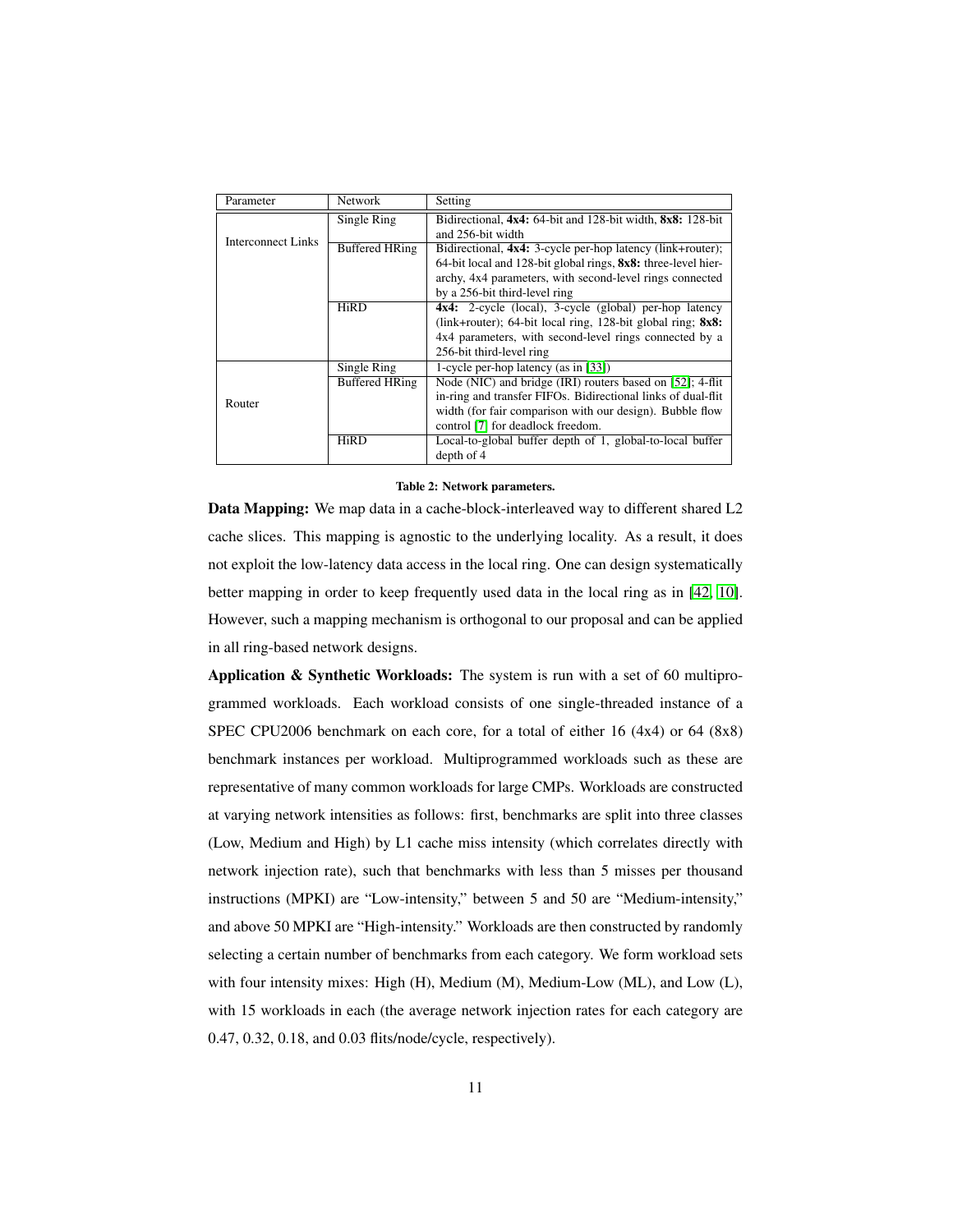| Parameter | Network | Setting |
| --- | --- | --- |
| Interconnect Links | Single Ring | Bidirectional, **4x4:** 64-bit and 128-bit width, **8x8:** 128-bit and 256-bit width |
| | Buffered HRing | Bidirectional, **4x4:** 3-cycle per-hop latency (link+router); 64-bit local and 128-bit global rings, **8x8:** three-level hierarchy, 4x4 parameters, with second-level rings connected by a 256-bit third-level ring |
| | HiRD | **4x4:** 2-cycle (local), 3-cycle (global) per-hop latency (link+router); 64-bit local ring, 128-bit global ring; **8x8:** 4x4 parameters, with second-level rings connected by a 256-bit third-level ring |
| Router | Single Ring | 1-cycle per-hop latency (as in [33]) |
| | Buffered HRing | Node (NIC) and bridge (IRI) routers based on [52]; 4-flit in-ring and transfer FIFOs. Bidirectional links of dual-flit width (for fair comparison with our design). Bubble flow control [7] for deadlock freedom. |
| | HiRD | Local-to-global buffer depth of 1, global-to-local buffer depth of 4 |

**Table 2: Network parameters.**

**Data Mapping:** We map data in a cache-block-interleaved way to different shared L2 cache slices. This mapping is agnostic to the underlying locality. As a result, it does not exploit the low-latency data access in the local ring. One can design systematically better mapping in order to keep frequently used data in the local ring as in [42, 10]. However, such a mapping mechanism is orthogonal to our proposal and can be applied in all ring-based network designs.

**Application & Synthetic Workloads:** The system is run with a set of 60 multiprogrammed workloads. Each workload consists of one single-threaded instance of a SPEC CPU2006 benchmark on each core, for a total of either 16 (4x4) or 64 (8x8) benchmark instances per workload. Multiprogrammed workloads such as these are representative of many common workloads for large CMPs. Workloads are constructed at varying network intensities as follows: first, benchmarks are split into three classes (Low, Medium and High) by L1 cache miss intensity (which correlates directly with network injection rate), such that benchmarks with less than 5 misses per thousand instructions (MPKI) are "Low-intensity," between 5 and 50 are "Medium-intensity," and above 50 MPKI are "High-intensity." Workloads are then constructed by randomly selecting a certain number of benchmarks from each category. We form workload sets with four intensity mixes: High (H), Medium (M), Medium-Low (ML), and Low (L), with 15 workloads in each (the average network injection rates for each category are 0.47, 0.32, 0.18, and 0.03 flits/node/cycle, respectively).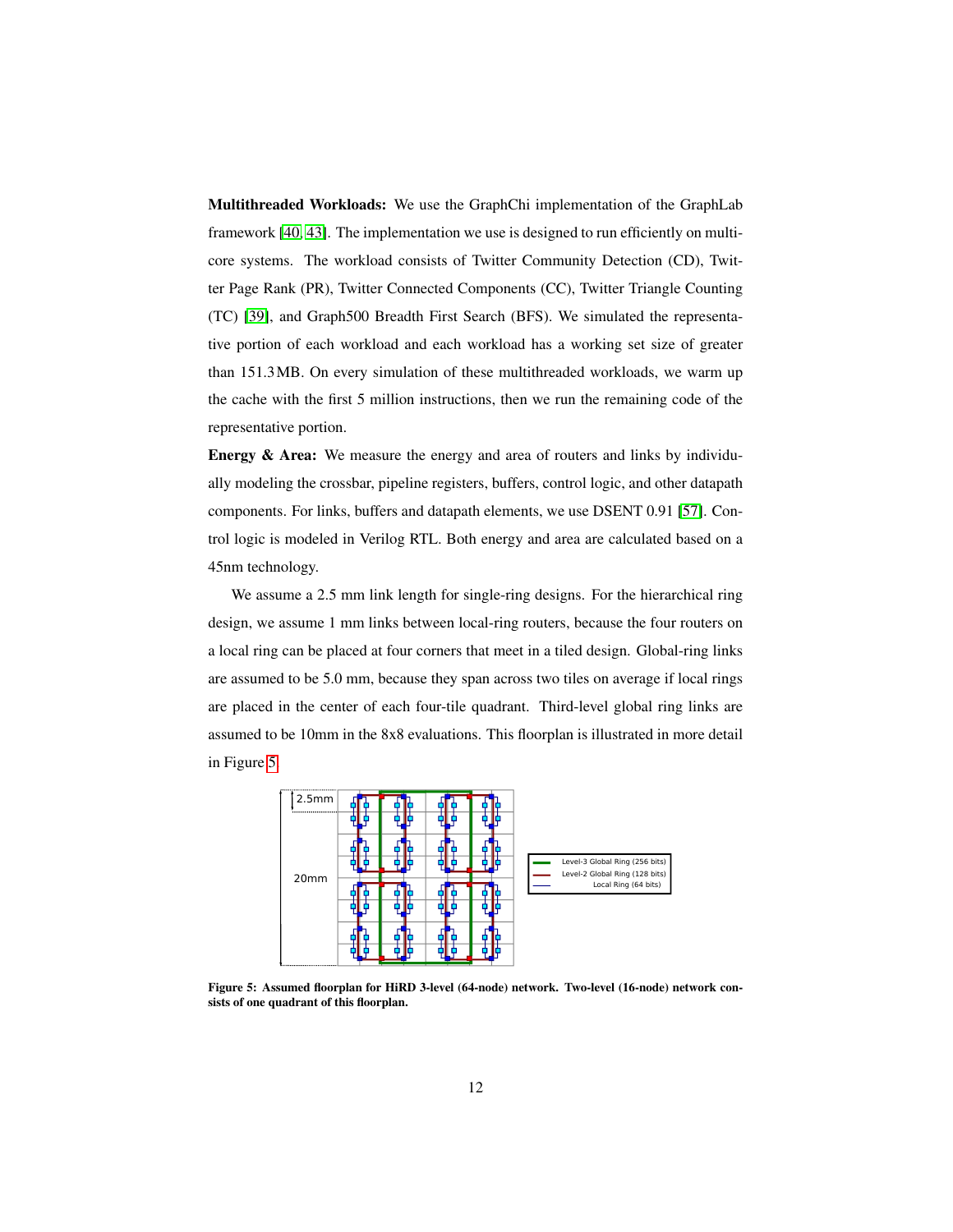**Multithreaded Workloads:** We use the GraphChi implementation of the GraphLab framework [40, 43]. The implementation we use is designed to run efficiently on multi-core systems. The workload consists of Twitter Community Detection (CD), Twitter Page Rank (PR), Twitter Connected Components (CC), Twitter Triangle Counting (TC) [39], and Graph500 Breadth First Search (BFS). We simulated the representative portion of each workload and each workload has a working set size of greater than 151.3 MB. On every simulation of these multithreaded workloads, we warm up the cache with the first 5 million instructions, then we run the remaining code of the representative portion.

**Energy & Area:** We measure the energy and area of routers and links by individually modeling the crossbar, pipeline registers, buffers, control logic, and other datapath components. For links, buffers and datapath elements, we use DSENT 0.91 [57]. Control logic is modeled in Verilog RTL. Both energy and area are calculated based on a 45nm technology.

We assume a 2.5 mm link length for single-ring designs. For the hierarchical ring design, we assume 1 mm links between local-ring routers, because the four routers on a local ring can be placed at four corners that meet in a tiled design. Global-ring links are assumed to be 5.0 mm, because they span across two tiles on average if local rings are placed in the center of each four-tile quadrant. Third-level global ring links are assumed to be 10mm in the 8x8 evaluations. This floorplan is illustrated in more detail in Figure 5.

**Figure 5: Assumed floorplan for HiRD 3-level (64-node) network. Two-level (16-node) network consists of one quadrant of this floorplan.**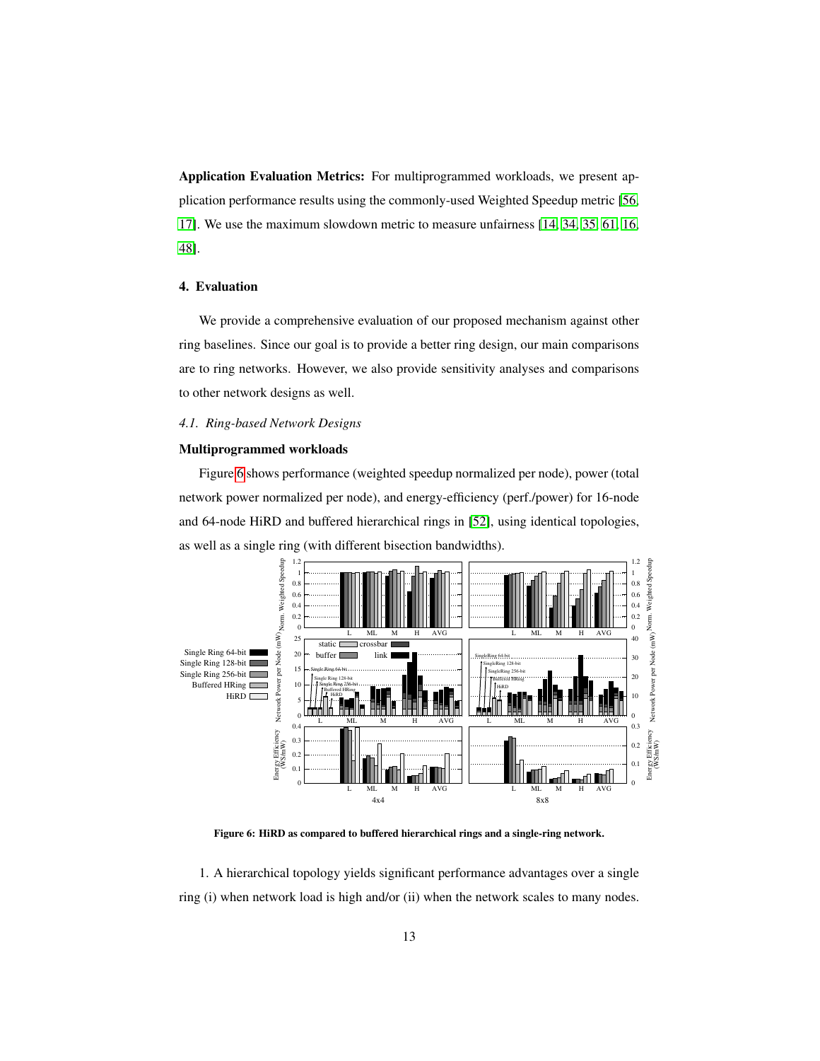**Application Evaluation Metrics:** For multiprogrammed workloads, we present application performance results using the commonly-used Weighted Speedup metric [56, 17]. We use the maximum slowdown metric to measure unfairness [14, 34, 35, 61, 16, 48].

## 4. Evaluation

We provide a comprehensive evaluation of our proposed mechanism against other ring baselines. Since our goal is to provide a better ring design, our main comparisons are to ring networks. However, we also provide sensitivity analyses and comparisons to other network designs as well.

### *4.1. Ring-based Network Designs*

**Multiprogrammed workloads**

Figure 6 shows performance (weighted speedup normalized per node), power (total network power normalized per node), and energy-efficiency (perf./power) for 16-node and 64-node HiRD and buffered hierarchical rings in [52], using identical topologies, as well as a single ring (with different bisection bandwidths).

**Figure 6: HiRD as compared to buffered hierarchical rings and a single-ring network.**

1. A hierarchical topology yields significant performance advantages over a single ring (i) when network load is high and/or (ii) when the network scales to many nodes.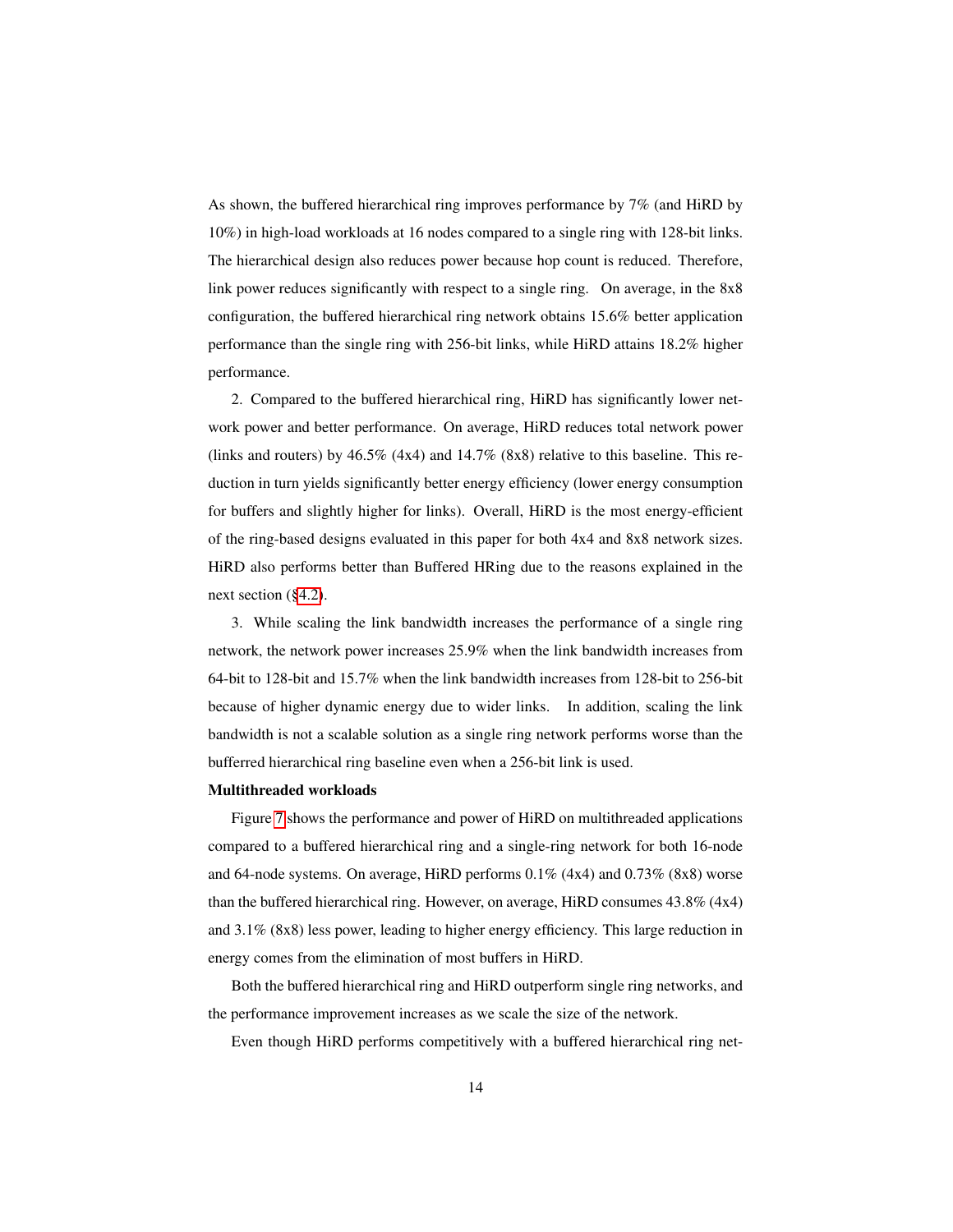As shown, the buffered hierarchical ring improves performance by 7% (and HiRD by 10%) in high-load workloads at 16 nodes compared to a single ring with 128-bit links. The hierarchical design also reduces power because hop count is reduced. Therefore, link power reduces significantly with respect to a single ring. On average, in the 8x8 configuration, the buffered hierarchical ring network obtains 15.6% better application performance than the single ring with 256-bit links, while HiRD attains 18.2% higher performance.

2. Compared to the buffered hierarchical ring, HiRD has significantly lower network power and better performance. On average, HiRD reduces total network power (links and routers) by 46.5% (4x4) and 14.7% (8x8) relative to this baseline. This reduction in turn yields significantly better energy efficiency (lower energy consumption for buffers and slightly higher for links). Overall, HiRD is the most energy-efficient of the ring-based designs evaluated in this paper for both 4x4 and 8x8 network sizes. HiRD also performs better than Buffered HRing due to the reasons explained in the next section (§4.2).

3. While scaling the link bandwidth increases the performance of a single ring network, the network power increases 25.9% when the link bandwidth increases from 64-bit to 128-bit and 15.7% when the link bandwidth increases from 128-bit to 256-bit because of higher dynamic energy due to wider links. In addition, scaling the link bandwidth is not a scalable solution as a single ring network performs worse than the bufferred hierarchical ring baseline even when a 256-bit link is used.

**Multithreaded workloads**

Figure 7 shows the performance and power of HiRD on multithreaded applications compared to a buffered hierarchical ring and a single-ring network for both 16-node and 64-node systems. On average, HiRD performs 0.1% (4x4) and 0.73% (8x8) worse than the buffered hierarchical ring. However, on average, HiRD consumes 43.8% (4x4) and 3.1% (8x8) less power, leading to higher energy efficiency. This large reduction in energy comes from the elimination of most buffers in HiRD.

Both the buffered hierarchical ring and HiRD outperform single ring networks, and the performance improvement increases as we scale the size of the network.

Even though HiRD performs competitively with a buffered hierarchical ring net-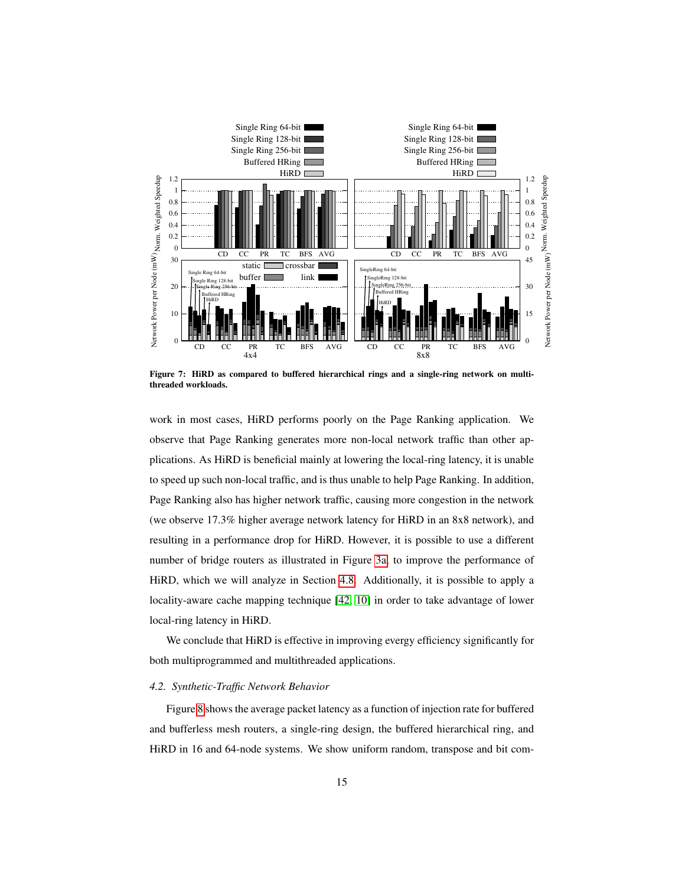**Figure 7: HiRD as compared to buffered hierarchical rings and a single-ring network on multi-threaded workloads.**

work in most cases, HiRD performs poorly on the Page Ranking application. We observe that Page Ranking generates more non-local network traffic than other applications. As HiRD is beneficial mainly at lowering the local-ring latency, it is unable to speed up such non-local traffic, and is thus unable to help Page Ranking. In addition, Page Ranking also has higher network traffic, causing more congestion in the network (we observe 17.3% higher average network latency for HiRD in an 8x8 network), and resulting in a performance drop for HiRD. However, it is possible to use a different number of bridge routers as illustrated in Figure 3a to improve the performance of HiRD, which we will analyze in Section 4.8. Additionally, it is possible to apply a locality-aware cache mapping technique [42, 10] in order to take advantage of lower local-ring latency in HiRD.

We conclude that HiRD is effective in improving evergy efficiency significantly for both multiprogrammed and multithreaded applications.

### *4.2. Synthetic-Traffic Network Behavior*

Figure 8 shows the average packet latency as a function of injection rate for buffered and bufferless mesh routers, a single-ring design, the buffered hierarchical ring, and HiRD in 16 and 64-node systems. We show uniform random, transpose and bit com-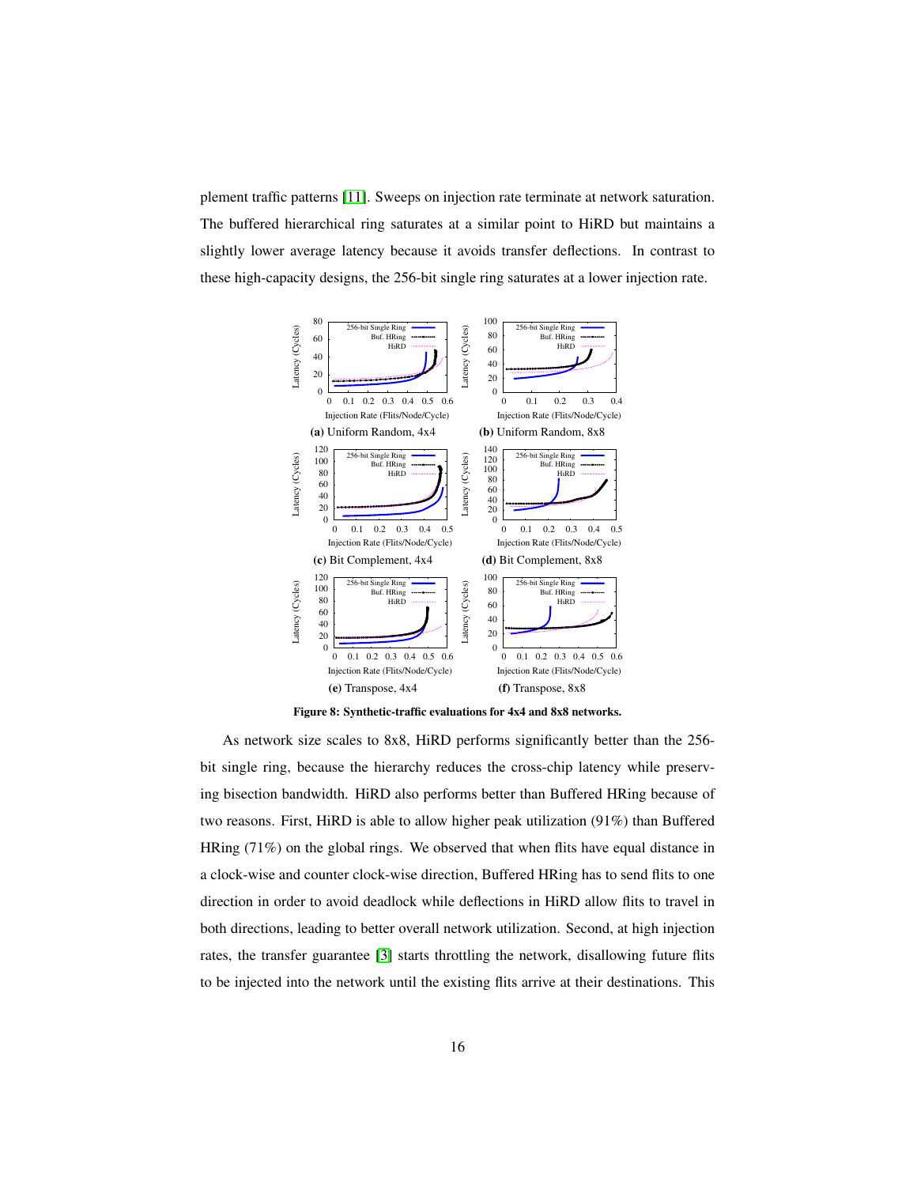plement traffic patterns [11]. Sweeps on injection rate terminate at network saturation. The buffered hierarchical ring saturates at a similar point to HiRD but maintains a slightly lower average latency because it avoids transfer deflections. In contrast to these high-capacity designs, the 256-bit single ring saturates at a lower injection rate.

(a) Uniform Random, 4x4 (b) Uniform Random, 8x8

(c) Bit Complement, 4x4 (d) Bit Complement, 8x8

(e) Transpose, 4x4 (f) Transpose, 8x8

**Figure 8: Synthetic-traffic evaluations for 4x4 and 8x8 networks.**

As network size scales to 8x8, HiRD performs significantly better than the 256-bit single ring, because the hierarchy reduces the cross-chip latency while preserving bisection bandwidth. HiRD also performs better than Buffered HRing because of two reasons. First, HiRD is able to allow higher peak utilization (91%) than Buffered HRing (71%) on the global rings. We observed that when flits have equal distance in a clock-wise and counter clock-wise direction, Buffered HRing has to send flits to one direction in order to avoid deadlock while deflections in HiRD allow flits to travel in both directions, leading to better overall network utilization. Second, at high injection rates, the transfer guarantee [3] starts throttling the network, disallowing future flits to be injected into the network until the existing flits arrive at their destinations. This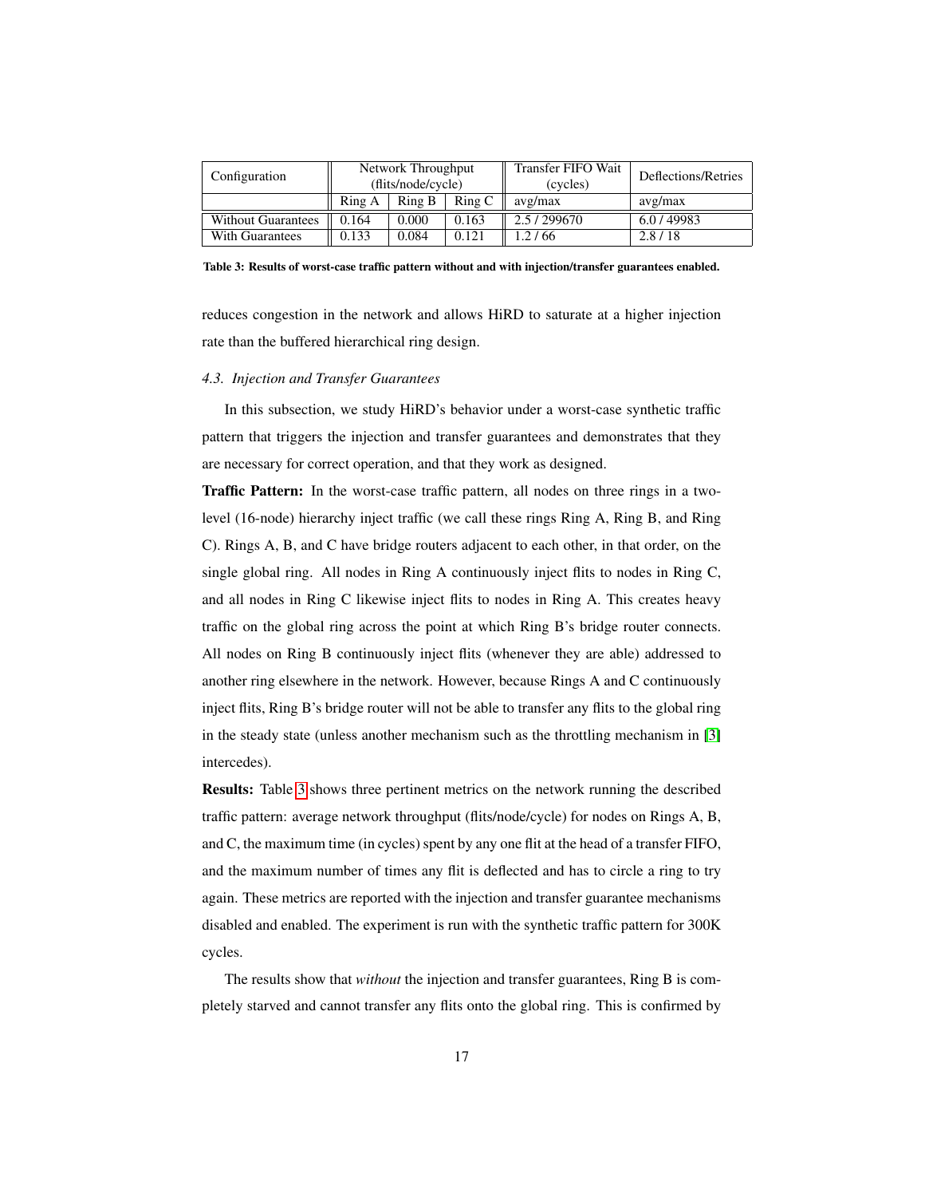| Configuration | Network Throughput (flits/node/cycle) | | | Transfer FIFO Wait (cycles) | Deflections/Retries |
|---|---|---|---|---|---|
| | Ring A | Ring B | Ring C | avg/max | avg/max |
| Without Guarantees | 0.164 | 0.000 | 0.163 | 2.5 / 299670 | 6.0 / 49983 |
| With Guarantees | 0.133 | 0.084 | 0.121 | 1.2 / 66 | 2.8 / 18 |

**Table 3: Results of worst-case traffic pattern without and with injection/transfer guarantees enabled.**

reduces congestion in the network and allows HiRD to saturate at a higher injection rate than the buffered hierarchical ring design.

### 4.3. Injection and Transfer Guarantees

In this subsection, we study HiRD's behavior under a worst-case synthetic traffic pattern that triggers the injection and transfer guarantees and demonstrates that they are necessary for correct operation, and that they work as designed.

**Traffic Pattern:** In the worst-case traffic pattern, all nodes on three rings in a two-level (16-node) hierarchy inject traffic (we call these rings Ring A, Ring B, and Ring C). Rings A, B, and C have bridge routers adjacent to each other, in that order, on the single global ring. All nodes in Ring A continuously inject flits to nodes in Ring C, and all nodes in Ring C likewise inject flits to nodes in Ring A. This creates heavy traffic on the global ring across the point at which Ring B's bridge router connects. All nodes on Ring B continuously inject flits (whenever they are able) addressed to another ring elsewhere in the network. However, because Rings A and C continuously inject flits, Ring B's bridge router will not be able to transfer any flits to the global ring in the steady state (unless another mechanism such as the throttling mechanism in [3] intercedes).

**Results:** Table 3 shows three pertinent metrics on the network running the described traffic pattern: average network throughput (flits/node/cycle) for nodes on Rings A, B, and C, the maximum time (in cycles) spent by any one flit at the head of a transfer FIFO, and the maximum number of times any flit is deflected and has to circle a ring to try again. These metrics are reported with the injection and transfer guarantee mechanisms disabled and enabled. The experiment is run with the synthetic traffic pattern for 300K cycles.

The results show that *without* the injection and transfer guarantees, Ring B is completely starved and cannot transfer any flits onto the global ring. This is confirmed by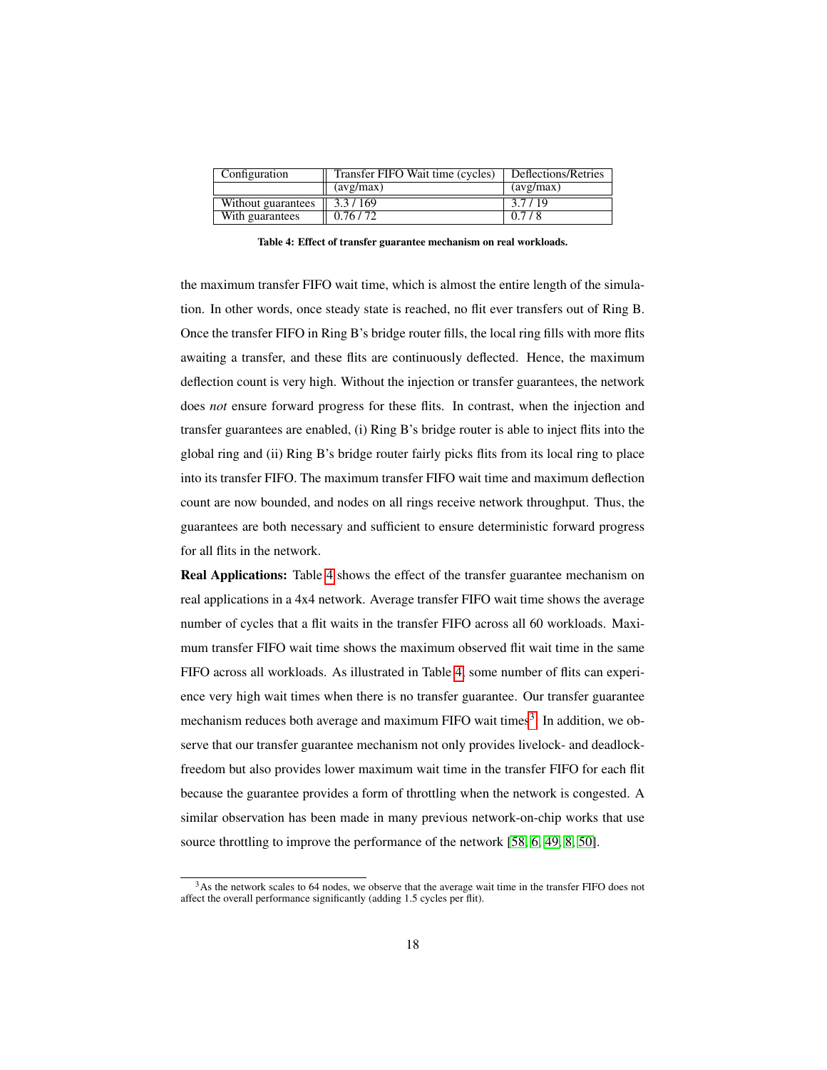| Configuration | Transfer FIFO Wait time (cycles) | Deflections/Retries |
|---|---|---|
| | (avg/max) | (avg/max) |
| Without guarantees | 3.3 / 169 | 3.7 / 19 |
| With guarantees | 0.76 / 72 | 0.7 / 8 |

**Table 4: Effect of transfer guarantee mechanism on real workloads.**

the maximum transfer FIFO wait time, which is almost the entire length of the simulation. In other words, once steady state is reached, no flit ever transfers out of Ring B. Once the transfer FIFO in Ring B's bridge router fills, the local ring fills with more flits awaiting a transfer, and these flits are continuously deflected. Hence, the maximum deflection count is very high. Without the injection or transfer guarantees, the network does *not* ensure forward progress for these flits. In contrast, when the injection and transfer guarantees are enabled, (i) Ring B's bridge router is able to inject flits into the global ring and (ii) Ring B's bridge router fairly picks flits from its local ring to place into its transfer FIFO. The maximum transfer FIFO wait time and maximum deflection count are now bounded, and nodes on all rings receive network throughput. Thus, the guarantees are both necessary and sufficient to ensure deterministic forward progress for all flits in the network.

**Real Applications:** Table 4 shows the effect of the transfer guarantee mechanism on real applications in a 4x4 network. Average transfer FIFO wait time shows the average number of cycles that a flit waits in the transfer FIFO across all 60 workloads. Maximum transfer FIFO wait time shows the maximum observed flit wait time in the same FIFO across all workloads. As illustrated in Table 4, some number of flits can experience very high wait times when there is no transfer guarantee. Our transfer guarantee mechanism reduces both average and maximum FIFO wait times[3]. In addition, we observe that our transfer guarantee mechanism not only provides livelock- and deadlock-freedom but also provides lower maximum wait time in the transfer FIFO for each flit because the guarantee provides a form of throttling when the network is congested. A similar observation has been made in many previous network-on-chip works that use source throttling to improve the performance of the network [58, 6, 49, 8, 50].

[3] As the network scales to 64 nodes, we observe that the average wait time in the transfer FIFO does not affect the overall performance significantly (adding 1.5 cycles per flit).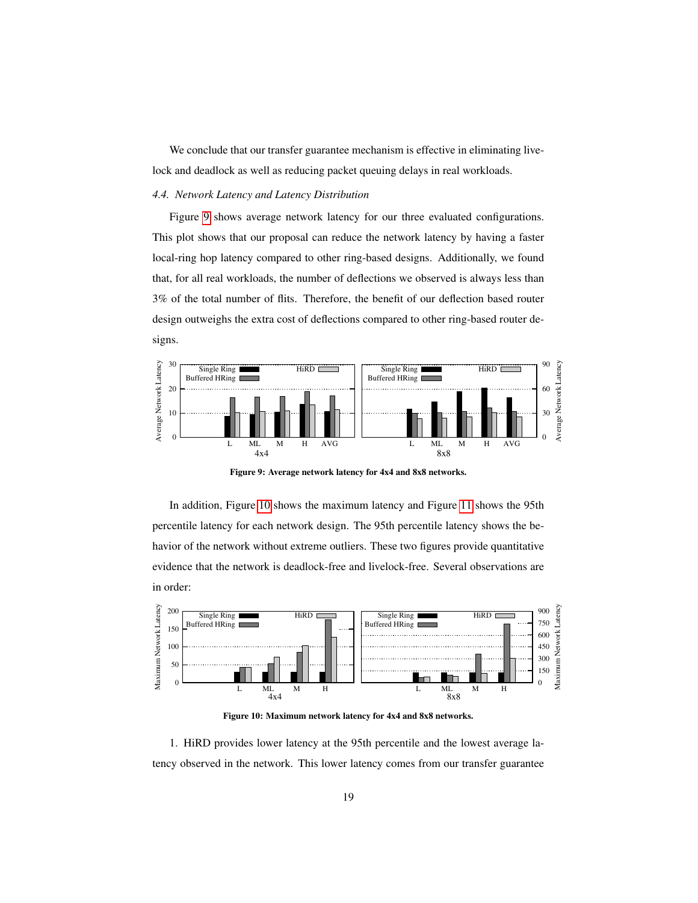We conclude that our transfer guarantee mechanism is effective in eliminating livelock and deadlock as well as reducing packet queuing delays in real workloads.

### *4.4. Network Latency and Latency Distribution*

Figure 9 shows average network latency for our three evaluated configurations. This plot shows that our proposal can reduce the network latency by having a faster local-ring hop latency compared to other ring-based designs. Additionally, we found that, for all real workloads, the number of deflections we observed is always less than 3% of the total number of flits. Therefore, the benefit of our deflection based router design outweighs the extra cost of deflections compared to other ring-based router designs.

**Figure 9: Average network latency for 4x4 and 8x8 networks.**

In addition, Figure 10 shows the maximum latency and Figure 11 shows the 95th percentile latency for each network design. The 95th percentile latency shows the behavior of the network without extreme outliers. These two figures provide quantitative evidence that the network is deadlock-free and livelock-free. Several observations are in order:

**Figure 10: Maximum network latency for 4x4 and 8x8 networks.**

1. HiRD provides lower latency at the 95th percentile and the lowest average latency observed in the network. This lower latency comes from our transfer guarantee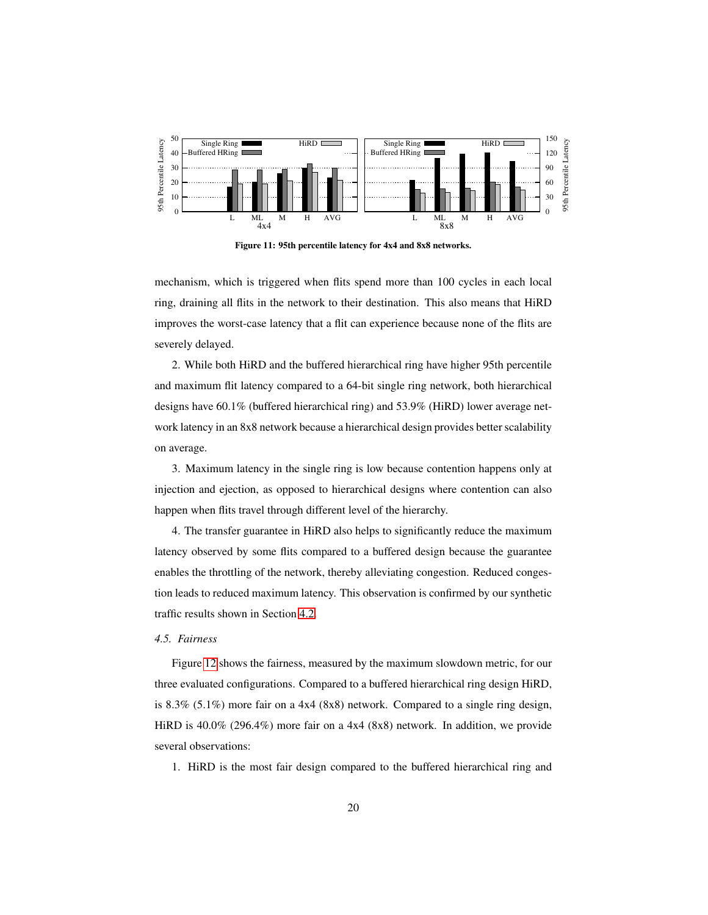Figure 11: 95th percentile latency for 4x4 and 8x8 networks.

mechanism, which is triggered when flits spend more than 100 cycles in each local ring, draining all flits in the network to their destination. This also means that HiRD improves the worst-case latency that a flit can experience because none of the flits are severely delayed.

2. While both HiRD and the buffered hierarchical ring have higher 95th percentile and maximum flit latency compared to a 64-bit single ring network, both hierarchical designs have 60.1% (buffered hierarchical ring) and 53.9% (HiRD) lower average network latency in an 8x8 network because a hierarchical design provides better scalability on average.

3. Maximum latency in the single ring is low because contention happens only at injection and ejection, as opposed to hierarchical designs where contention can also happen when flits travel through different level of the hierarchy.

4. The transfer guarantee in HiRD also helps to significantly reduce the maximum latency observed by some flits compared to a buffered design because the guarantee enables the throttling of the network, thereby alleviating congestion. Reduced congestion leads to reduced maximum latency. This observation is confirmed by our synthetic traffic results shown in Section 4.2.

### 4.5. Fairness

Figure 12 shows the fairness, measured by the maximum slowdown metric, for our three evaluated configurations. Compared to a buffered hierarchical ring design HiRD, is 8.3% (5.1%) more fair on a 4x4 (8x8) network. Compared to a single ring design, HiRD is 40.0% (296.4%) more fair on a 4x4 (8x8) network. In addition, we provide several observations:

1. HiRD is the most fair design compared to the buffered hierarchical ring and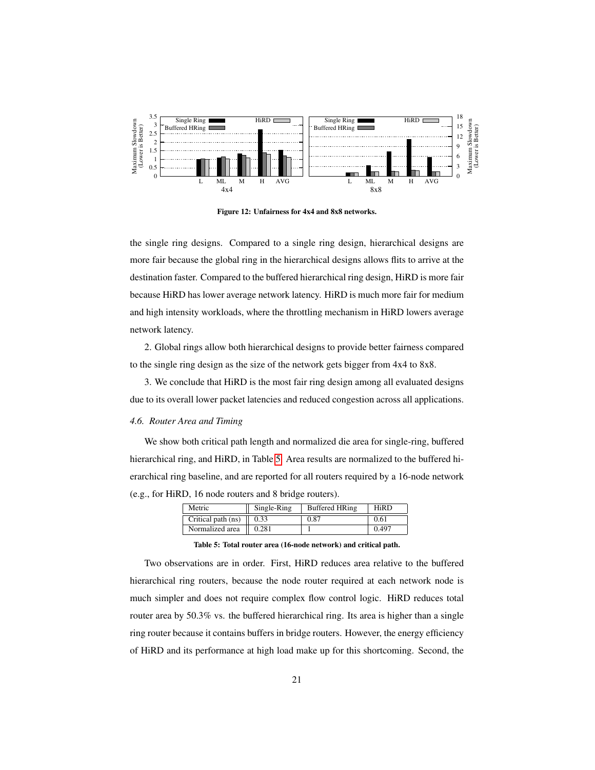Figure 12: Unfairness for 4x4 and 8x8 networks.

the single ring designs. Compared to a single ring design, hierarchical designs are more fair because the global ring in the hierarchical designs allows flits to arrive at the destination faster. Compared to the buffered hierarchical ring design, HiRD is more fair because HiRD has lower average network latency. HiRD is much more fair for medium and high intensity workloads, where the throttling mechanism in HiRD lowers average network latency.

2. Global rings allow both hierarchical designs to provide better fairness compared to the single ring design as the size of the network gets bigger from 4x4 to 8x8.

3. We conclude that HiRD is the most fair ring design among all evaluated designs due to its overall lower packet latencies and reduced congestion across all applications.

### *4.6. Router Area and Timing*

We show both critical path length and normalized die area for single-ring, buffered hierarchical ring, and HiRD, in Table 5. Area results are normalized to the buffered hierarchical ring baseline, and are reported for all routers required by a 16-node network (e.g., for HiRD, 16 node routers and 8 bridge routers).

| Metric | Single-Ring | Buffered HRing | HiRD |
| --- | --- | --- | --- |
| Critical path (ns) | 0.33 | 0.87 | 0.61 |
| Normalized area | 0.281 | 1 | 0.497 |

**Table 5: Total router area (16-node network) and critical path.**

Two observations are in order. First, HiRD reduces area relative to the buffered hierarchical ring routers, because the node router required at each network node is much simpler and does not require complex flow control logic. HiRD reduces total router area by 50.3% vs. the buffered hierarchical ring. Its area is higher than a single ring router because it contains buffers in bridge routers. However, the energy efficiency of HiRD and its performance at high load make up for this shortcoming. Second, the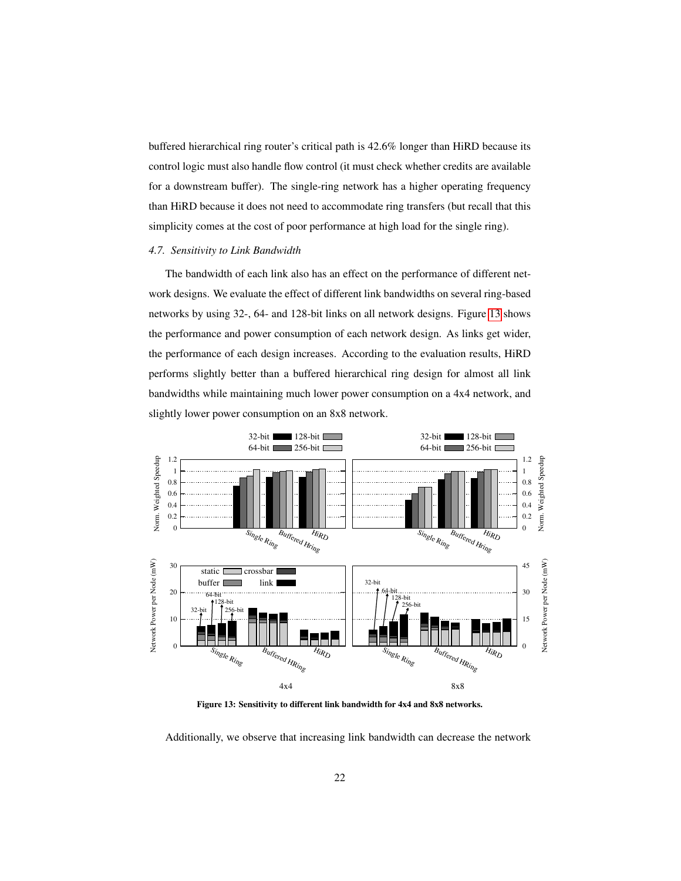buffered hierarchical ring router's critical path is 42.6% longer than HiRD because its control logic must also handle flow control (it must check whether credits are available for a downstream buffer). The single-ring network has a higher operating frequency than HiRD because it does not need to accommodate ring transfers (but recall that this simplicity comes at the cost of poor performance at high load for the single ring).

### *4.7. Sensitivity to Link Bandwidth*

The bandwidth of each link also has an effect on the performance of different network designs. We evaluate the effect of different link bandwidths on several ring-based networks by using 32-, 64- and 128-bit links on all network designs. Figure 13 shows the performance and power consumption of each network design. As links get wider, the performance of each design increases. According to the evaluation results, HiRD performs slightly better than a buffered hierarchical ring design for almost all link bandwidths while maintaining much lower power consumption on a 4x4 network, and slightly lower power consumption on an 8x8 network.

**Figure 13: Sensitivity to different link bandwidth for 4x4 and 8x8 networks.**

Additionally, we observe that increasing link bandwidth can decrease the network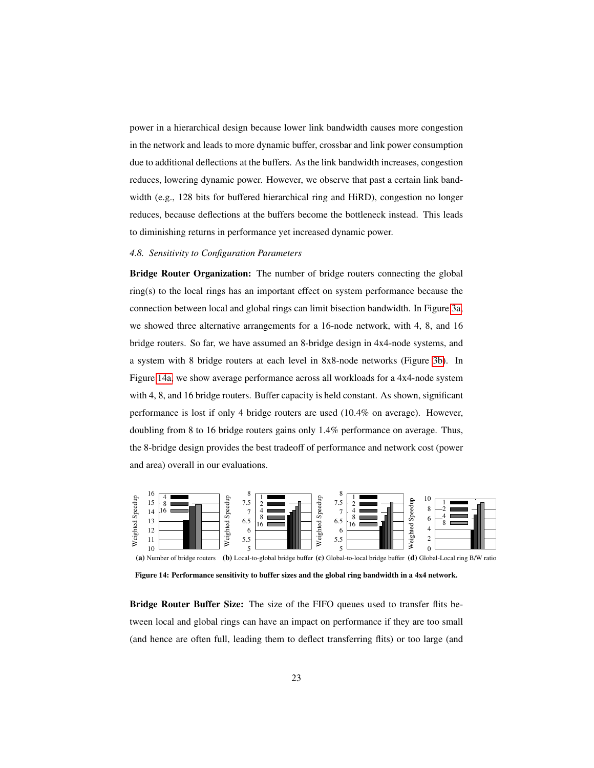power in a hierarchical design because lower link bandwidth causes more congestion in the network and leads to more dynamic buffer, crossbar and link power consumption due to additional deflections at the buffers. As the link bandwidth increases, congestion reduces, lowering dynamic power. However, we observe that past a certain link bandwidth (e.g., 128 bits for buffered hierarchical ring and HiRD), congestion no longer reduces, because deflections at the buffers become the bottleneck instead. This leads to diminishing returns in performance yet increased dynamic power.

### *4.8. Sensitivity to Configuration Parameters*

**Bridge Router Organization:** The number of bridge routers connecting the global ring(s) to the local rings has an important effect on system performance because the connection between local and global rings can limit bisection bandwidth. In Figure 3a, we showed three alternative arrangements for a 16-node network, with 4, 8, and 16 bridge routers. So far, we have assumed an 8-bridge design in 4x4-node systems, and a system with 8 bridge routers at each level in 8x8-node networks (Figure 3b). In Figure 14a, we show average performance across all workloads for a 4x4-node system with 4, 8, and 16 bridge routers. Buffer capacity is held constant. As shown, significant performance is lost if only 4 bridge routers are used (10.4% on average). However, doubling from 8 to 16 bridge routers gains only 1.4% performance on average. Thus, the 8-bridge design provides the best tradeoff of performance and network cost (power and area) overall in our evaluations.

(a) Number of bridge routers (b) Local-to-global bridge buffer (c) Global-to-local bridge buffer (d) Global-Local ring B/W ratio

**Figure 14: Performance sensitivity to buffer sizes and the global ring bandwidth in a 4x4 network.**

**Bridge Router Buffer Size:** The size of the FIFO queues used to transfer flits between local and global rings can have an impact on performance if they are too small (and hence are often full, leading them to deflect transferring flits) or too large (and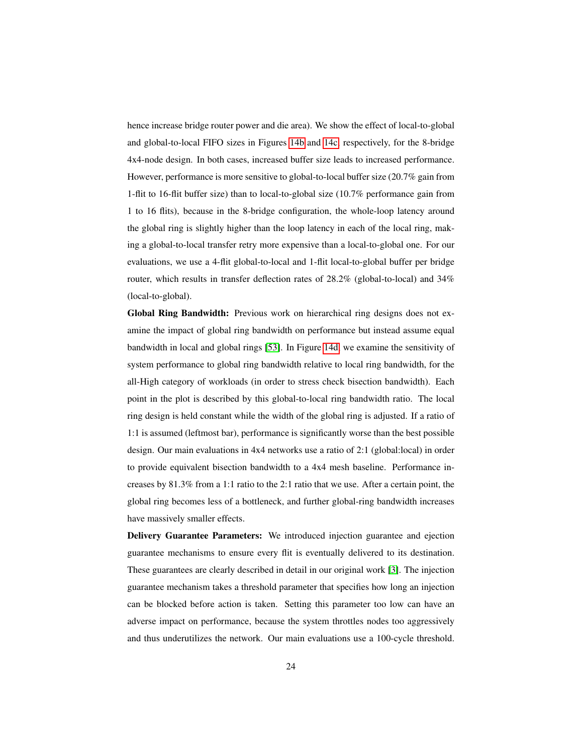hence increase bridge router power and die area). We show the effect of local-to-global and global-to-local FIFO sizes in Figures 14b and 14c, respectively, for the 8-bridge 4x4-node design. In both cases, increased buffer size leads to increased performance. However, performance is more sensitive to global-to-local buffer size (20.7% gain from 1-flit to 16-flit buffer size) than to local-to-global size (10.7% performance gain from 1 to 16 flits), because in the 8-bridge configuration, the whole-loop latency around the global ring is slightly higher than the loop latency in each of the local ring, making a global-to-local transfer retry more expensive than a local-to-global one. For our evaluations, we use a 4-flit global-to-local and 1-flit local-to-global buffer per bridge router, which results in transfer deflection rates of 28.2% (global-to-local) and 34% (local-to-global).

**Global Ring Bandwidth:** Previous work on hierarchical ring designs does not examine the impact of global ring bandwidth on performance but instead assume equal bandwidth in local and global rings [53]. In Figure 14d, we examine the sensitivity of system performance to global ring bandwidth relative to local ring bandwidth, for the all-High category of workloads (in order to stress check bisection bandwidth). Each point in the plot is described by this global-to-local ring bandwidth ratio. The local ring design is held constant while the width of the global ring is adjusted. If a ratio of 1:1 is assumed (leftmost bar), performance is significantly worse than the best possible design. Our main evaluations in 4x4 networks use a ratio of 2:1 (global:local) in order to provide equivalent bisection bandwidth to a 4x4 mesh baseline. Performance increases by 81.3% from a 1:1 ratio to the 2:1 ratio that we use. After a certain point, the global ring becomes less of a bottleneck, and further global-ring bandwidth increases have massively smaller effects.

**Delivery Guarantee Parameters:** We introduced injection guarantee and ejection guarantee mechanisms to ensure every flit is eventually delivered to its destination. These guarantees are clearly described in detail in our original work [3]. The injection guarantee mechanism takes a threshold parameter that specifies how long an injection can be blocked before action is taken. Setting this parameter too low can have an adverse impact on performance, because the system throttles nodes too aggressively and thus underutilizes the network. Our main evaluations use a 100-cycle threshold.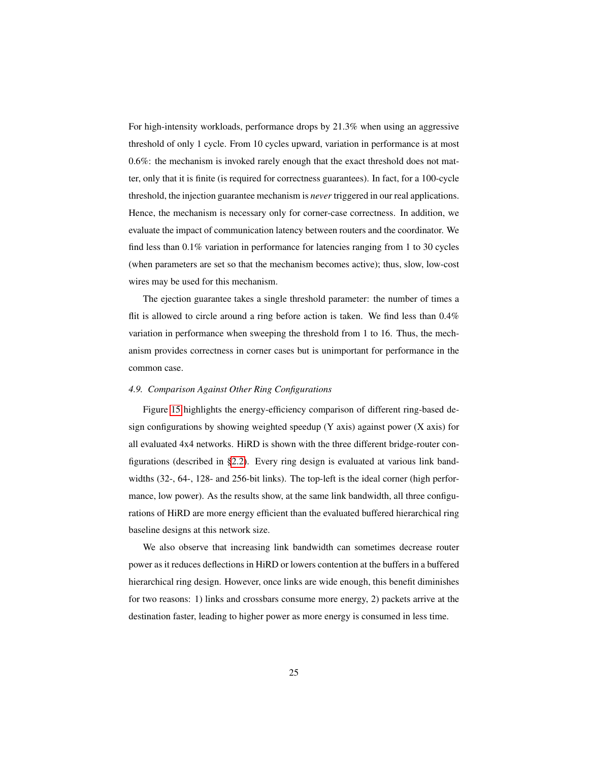For high-intensity workloads, performance drops by 21.3% when using an aggressive threshold of only 1 cycle. From 10 cycles upward, variation in performance is at most 0.6%: the mechanism is invoked rarely enough that the exact threshold does not matter, only that it is finite (is required for correctness guarantees). In fact, for a 100-cycle threshold, the injection guarantee mechanism is *never* triggered in our real applications. Hence, the mechanism is necessary only for corner-case correctness. In addition, we evaluate the impact of communication latency between routers and the coordinator. We find less than 0.1% variation in performance for latencies ranging from 1 to 30 cycles (when parameters are set so that the mechanism becomes active); thus, slow, low-cost wires may be used for this mechanism.

The ejection guarantee takes a single threshold parameter: the number of times a flit is allowed to circle around a ring before action is taken. We find less than 0.4% variation in performance when sweeping the threshold from 1 to 16. Thus, the mechanism provides correctness in corner cases but is unimportant for performance in the common case.

### *4.9. Comparison Against Other Ring Configurations*

Figure 15 highlights the energy-efficiency comparison of different ring-based design configurations by showing weighted speedup (Y axis) against power (X axis) for all evaluated 4x4 networks. HiRD is shown with the three different bridge-router configurations (described in §2.2). Every ring design is evaluated at various link bandwidths (32-, 64-, 128- and 256-bit links). The top-left is the ideal corner (high performance, low power). As the results show, at the same link bandwidth, all three configurations of HiRD are more energy efficient than the evaluated buffered hierarchical ring baseline designs at this network size.

We also observe that increasing link bandwidth can sometimes decrease router power as it reduces deflections in HiRD or lowers contention at the buffers in a buffered hierarchical ring design. However, once links are wide enough, this benefit diminishes for two reasons: 1) links and crossbars consume more energy, 2) packets arrive at the destination faster, leading to higher power as more energy is consumed in less time.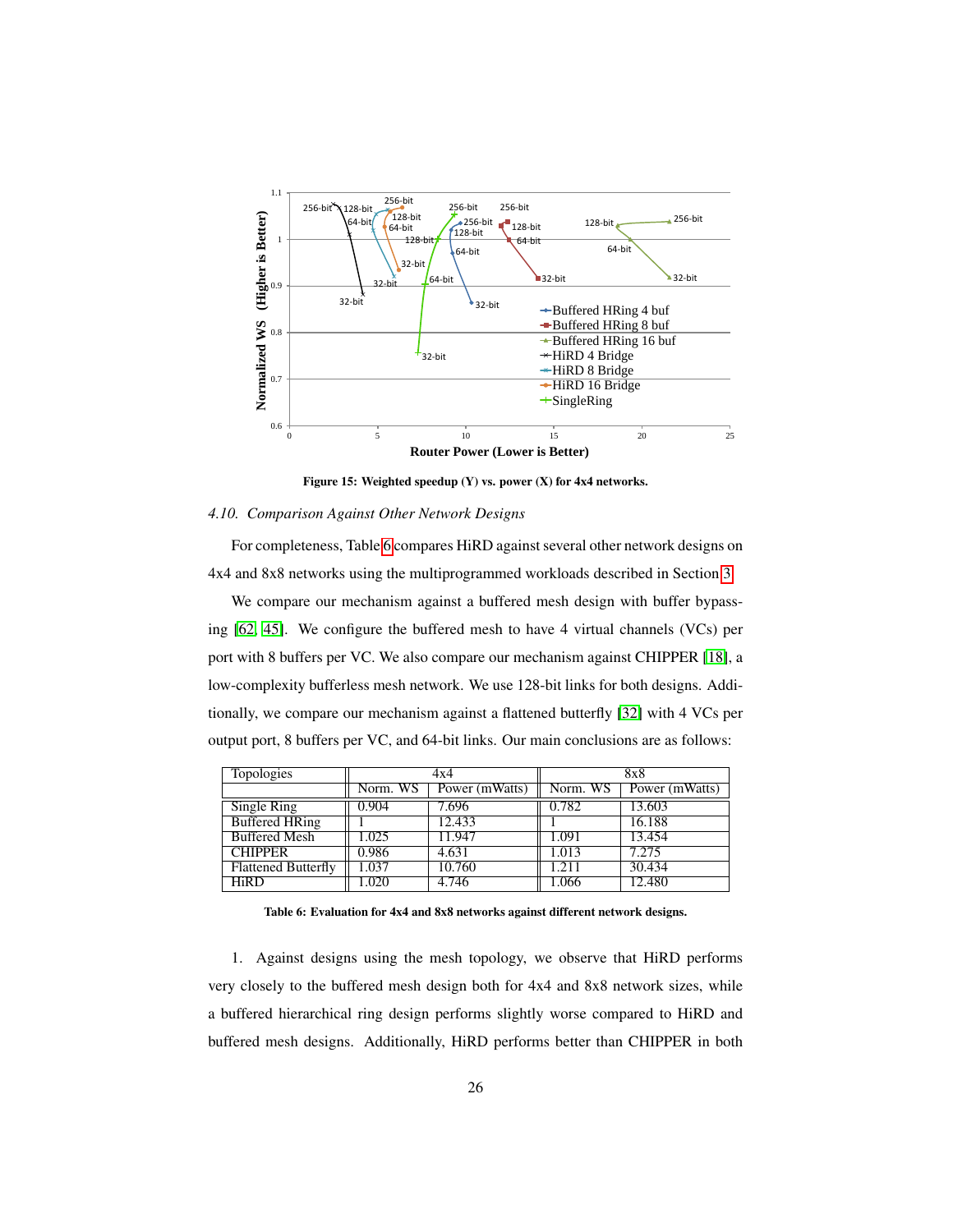Figure 15: Weighted speedup (Y) vs. power (X) for 4x4 networks.

### 4.10. Comparison Against Other Network Designs

For completeness, Table 6 compares HiRD against several other network designs on 4x4 and 8x8 networks using the multiprogrammed workloads described in Section 3.

We compare our mechanism against a buffered mesh design with buffer bypassing [62, 45]. We configure the buffered mesh to have 4 virtual channels (VCs) per port with 8 buffers per VC. We also compare our mechanism against CHIPPER [18], a low-complexity bufferless mesh network. We use 128-bit links for both designs. Additionally, we compare our mechanism against a flattened butterfly [32] with 4 VCs per output port, 8 buffers per VC, and 64-bit links. Our main conclusions are as follows:

| Topologies | 4x4 | | 8x8 | |
|---|---|---|---|---|
| | Norm. WS | Power (mWatts) | Norm. WS | Power (mWatts) |
| Single Ring | 0.904 | 7.696 | 0.782 | 13.603 |
| Buffered HRing | 1 | 12.433 | 1 | 16.188 |
| Buffered Mesh | 1.025 | 11.947 | 1.091 | 13.454 |
| CHIPPER | 0.986 | 4.631 | 1.013 | 7.275 |
| Flattened Butterfly | 1.037 | 10.760 | 1.211 | 30.434 |
| HiRD | 1.020 | 4.746 | 1.066 | 12.480 |

Table 6: Evaluation for 4x4 and 8x8 networks against different network designs.

1. Against designs using the mesh topology, we observe that HiRD performs very closely to the buffered mesh design both for 4x4 and 8x8 network sizes, while a buffered hierarchical ring design performs slightly worse compared to HiRD and buffered mesh designs. Additionally, HiRD performs better than CHIPPER in both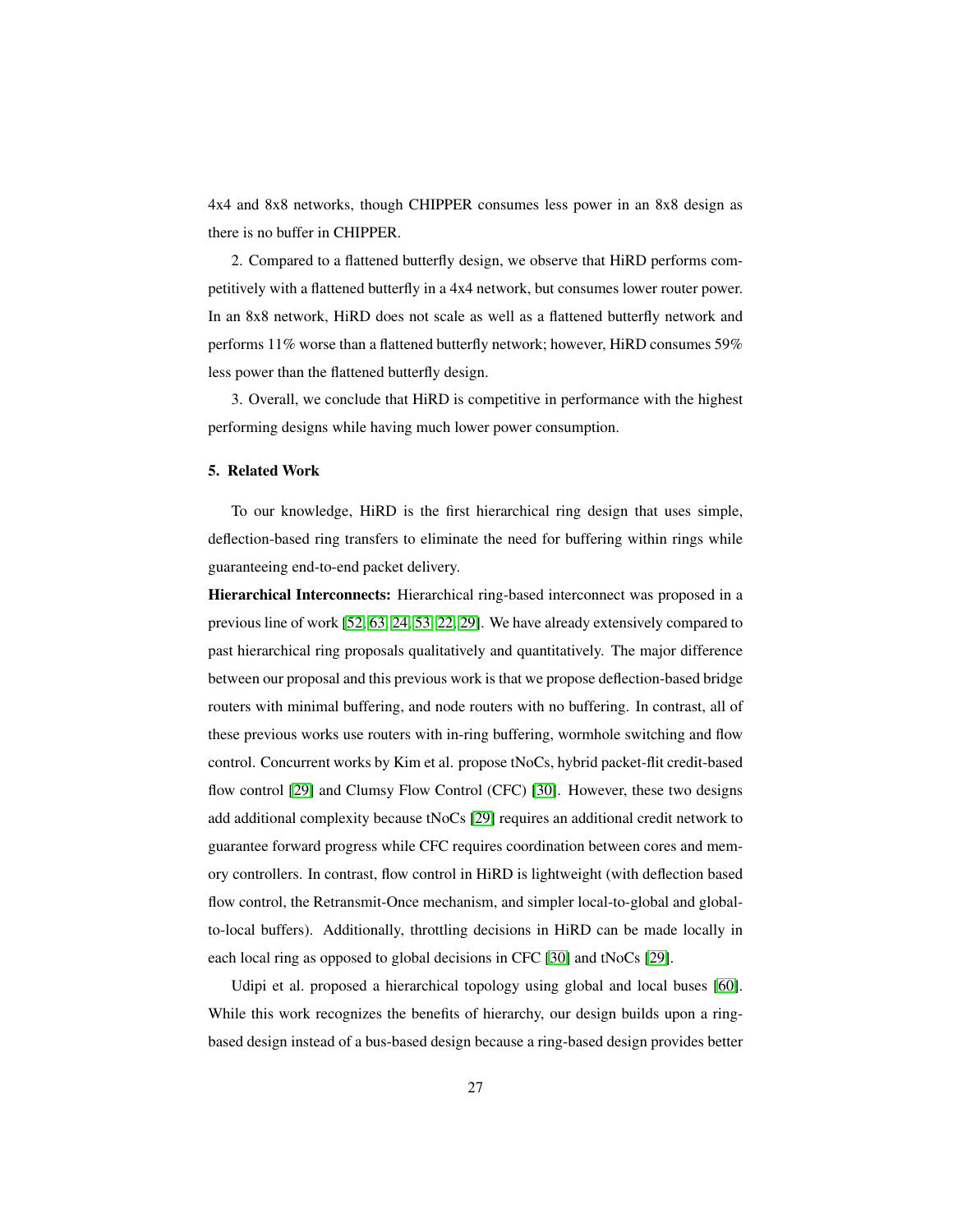4x4 and 8x8 networks, though CHIPPER consumes less power in an 8x8 design as there is no buffer in CHIPPER.

2. Compared to a flattened butterfly design, we observe that HiRD performs competitively with a flattened butterfly in a 4x4 network, but consumes lower router power. In an 8x8 network, HiRD does not scale as well as a flattened butterfly network and performs 11% worse than a flattened butterfly network; however, HiRD consumes 59% less power than the flattened butterfly design.

3. Overall, we conclude that HiRD is competitive in performance with the highest performing designs while having much lower power consumption.

## 5. Related Work

To our knowledge, HiRD is the first hierarchical ring design that uses simple, deflection-based ring transfers to eliminate the need for buffering within rings while guaranteeing end-to-end packet delivery.

**Hierarchical Interconnects:** Hierarchical ring-based interconnect was proposed in a previous line of work [52, 63, 24, 53, 22, 29]. We have already extensively compared to past hierarchical ring proposals qualitatively and quantitatively. The major difference between our proposal and this previous work is that we propose deflection-based bridge routers with minimal buffering, and node routers with no buffering. In contrast, all of these previous works use routers with in-ring buffering, wormhole switching and flow control. Concurrent works by Kim et al. propose tNoCs, hybrid packet-flit credit-based flow control [29] and Clumsy Flow Control (CFC) [30]. However, these two designs add additional complexity because tNoCs [29] requires an additional credit network to guarantee forward progress while CFC requires coordination between cores and memory controllers. In contrast, flow control in HiRD is lightweight (with deflection based flow control, the Retransmit-Once mechanism, and simpler local-to-global and global-to-local buffers). Additionally, throttling decisions in HiRD can be made locally in each local ring as opposed to global decisions in CFC [30] and tNoCs [29].

Udipi et al. proposed a hierarchical topology using global and local buses [60]. While this work recognizes the benefits of hierarchy, our design builds upon a ring-based design instead of a bus-based design because a ring-based design provides better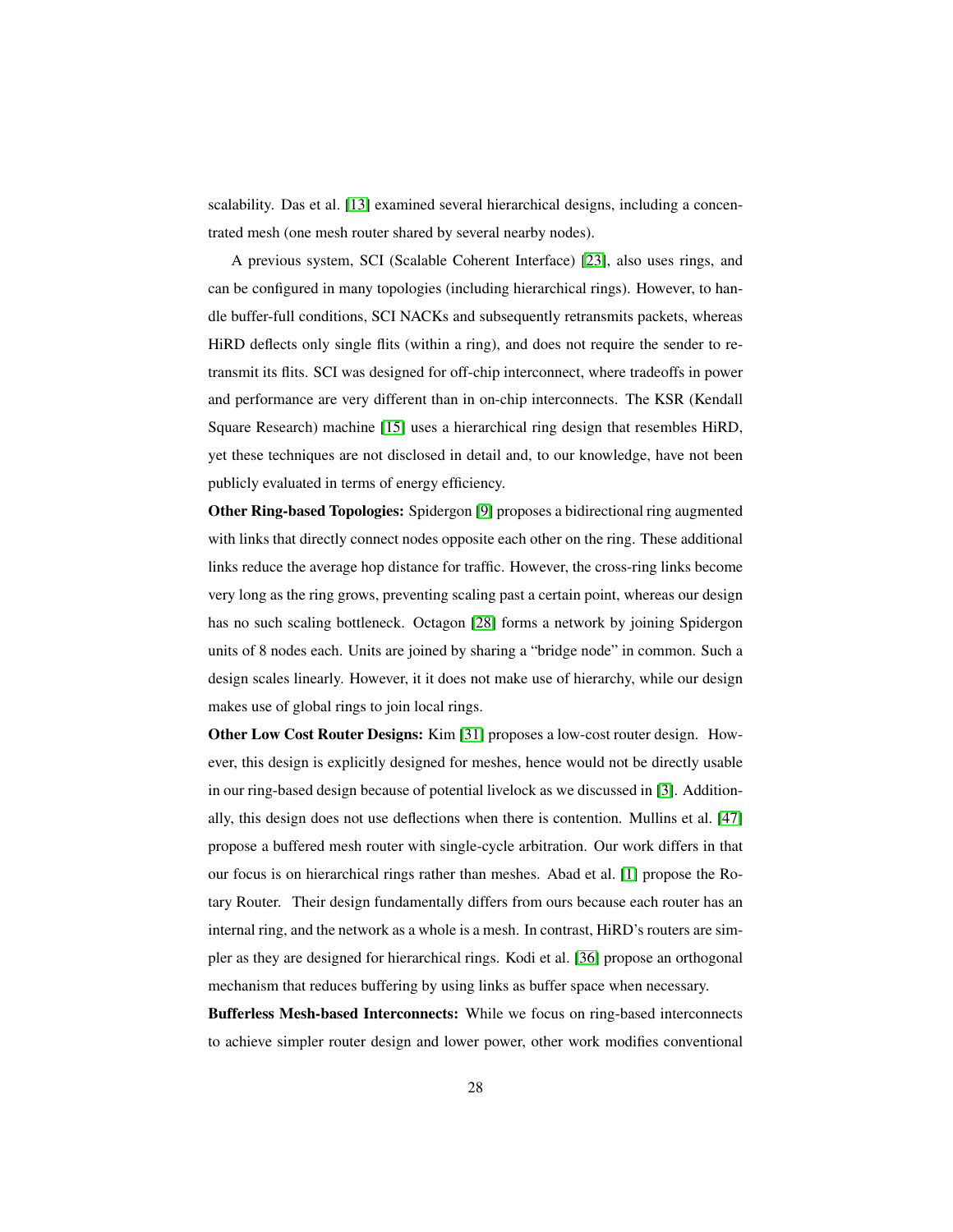scalability. Das et al. [13] examined several hierarchical designs, including a concentrated mesh (one mesh router shared by several nearby nodes).

A previous system, SCI (Scalable Coherent Interface) [23], also uses rings, and can be configured in many topologies (including hierarchical rings). However, to handle buffer-full conditions, SCI NACKs and subsequently retransmits packets, whereas HiRD deflects only single flits (within a ring), and does not require the sender to retransmit its flits. SCI was designed for off-chip interconnect, where tradeoffs in power and performance are very different than in on-chip interconnects. The KSR (Kendall Square Research) machine [15] uses a hierarchical ring design that resembles HiRD, yet these techniques are not disclosed in detail and, to our knowledge, have not been publicly evaluated in terms of energy efficiency.

**Other Ring-based Topologies:** Spidergon [9] proposes a bidirectional ring augmented with links that directly connect nodes opposite each other on the ring. These additional links reduce the average hop distance for traffic. However, the cross-ring links become very long as the ring grows, preventing scaling past a certain point, whereas our design has no such scaling bottleneck. Octagon [28] forms a network by joining Spidergon units of 8 nodes each. Units are joined by sharing a "bridge node" in common. Such a design scales linearly. However, it it does not make use of hierarchy, while our design makes use of global rings to join local rings.

**Other Low Cost Router Designs:** Kim [31] proposes a low-cost router design. However, this design is explicitly designed for meshes, hence would not be directly usable in our ring-based design because of potential livelock as we discussed in [3]. Additionally, this design does not use deflections when there is contention. Mullins et al. [47] propose a buffered mesh router with single-cycle arbitration. Our work differs in that our focus is on hierarchical rings rather than meshes. Abad et al. [1] propose the Rotary Router. Their design fundamentally differs from ours because each router has an internal ring, and the network as a whole is a mesh. In contrast, HiRD's routers are simpler as they are designed for hierarchical rings. Kodi et al. [36] propose an orthogonal mechanism that reduces buffering by using links as buffer space when necessary.

**Bufferless Mesh-based Interconnects:** While we focus on ring-based interconnects to achieve simpler router design and lower power, other work modifies conventional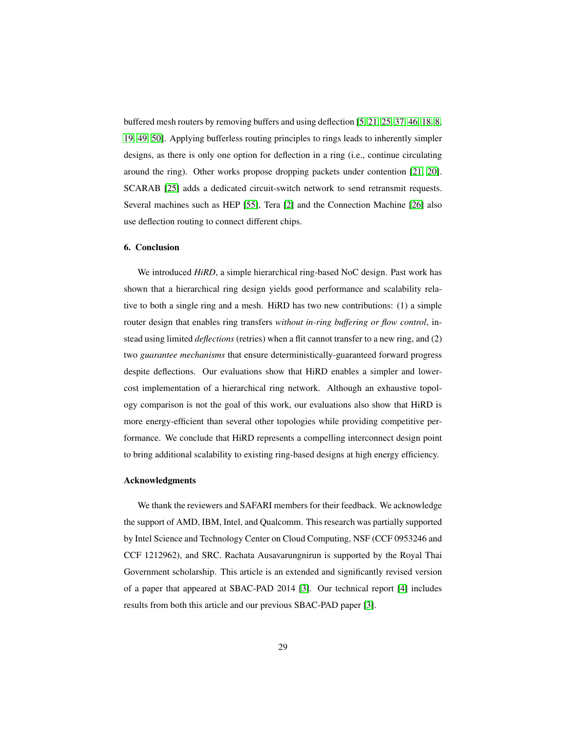buffered mesh routers by removing buffers and using deflection [5, 21, 25, 37, 46, 18, 8, 19, 49, 50]. Applying bufferless routing principles to rings leads to inherently simpler designs, as there is only one option for deflection in a ring (i.e., continue circulating around the ring). Other works propose dropping packets under contention [21, 20]. SCARAB [25] adds a dedicated circuit-switch network to send retransmit requests. Several machines such as HEP [55], Tera [2] and the Connection Machine [26] also use deflection routing to connect different chips.

## 6. Conclusion

We introduced *HiRD*, a simple hierarchical ring-based NoC design. Past work has shown that a hierarchical ring design yields good performance and scalability relative to both a single ring and a mesh. HiRD has two new contributions: (1) a simple router design that enables ring transfers *without in-ring buffering or flow control*, instead using limited *deflections* (retries) when a flit cannot transfer to a new ring, and (2) two *guarantee mechanisms* that ensure deterministically-guaranteed forward progress despite deflections. Our evaluations show that HiRD enables a simpler and lower-cost implementation of a hierarchical ring network. Although an exhaustive topology comparison is not the goal of this work, our evaluations also show that HiRD is more energy-efficient than several other topologies while providing competitive performance. We conclude that HiRD represents a compelling interconnect design point to bring additional scalability to existing ring-based designs at high energy efficiency.

## Acknowledgments

We thank the reviewers and SAFARI members for their feedback. We acknowledge the support of AMD, IBM, Intel, and Qualcomm. This research was partially supported by Intel Science and Technology Center on Cloud Computing, NSF (CCF 0953246 and CCF 1212962), and SRC. Rachata Ausavarungnirun is supported by the Royal Thai Government scholarship. This article is an extended and significantly revised version of a paper that appeared at SBAC-PAD 2014 [3]. Our technical report [4] includes results from both this article and our previous SBAC-PAD paper [3].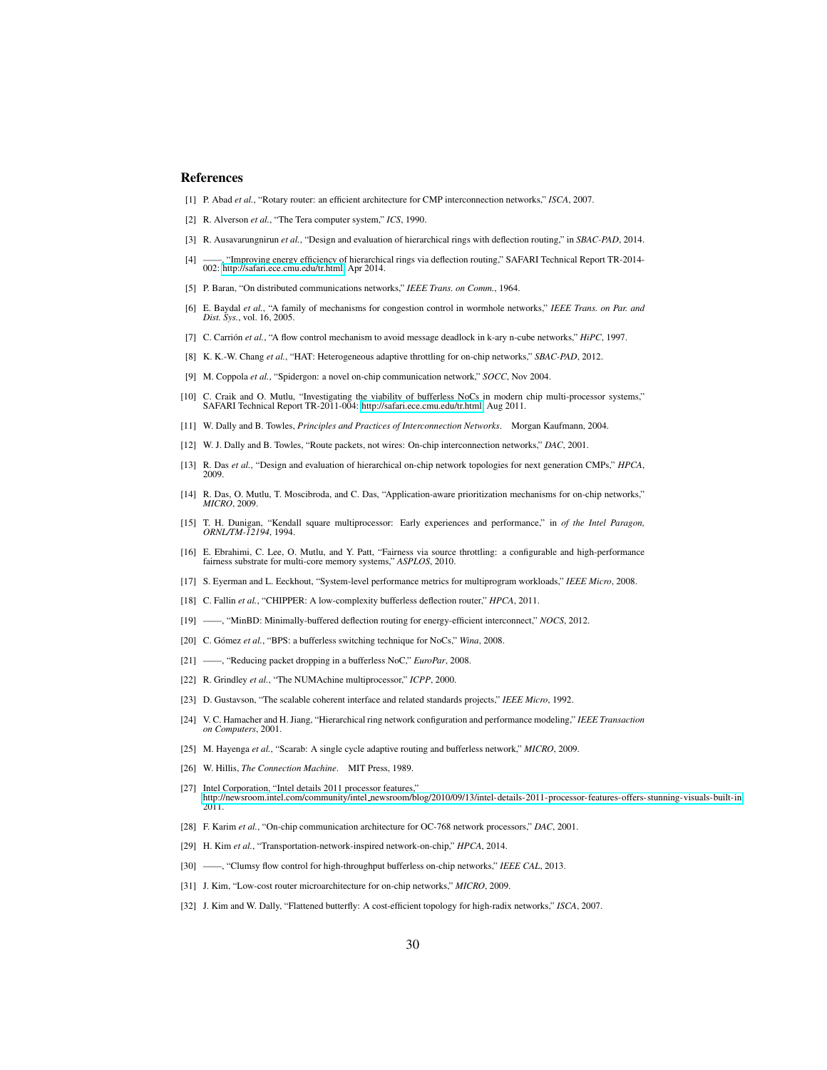## References

[1] P. Abad *et al.*, "Rotary router: an efficient architecture for CMP interconnection networks," *ISCA*, 2007.

[2] R. Alverson *et al.*, "The Tera computer system," *ICS*, 1990.

[3] R. Ausavarungnirun *et al.*, "Design and evaluation of hierarchical rings with deflection routing," in *SBAC-PAD*, 2014.

[4] ——, "Improving energy efficiency of hierarchical rings via deflection routing," SAFARI Technical Report TR-2014-002: http://safari.ece.cmu.edu/tr.html, Apr 2014.

[5] P. Baran, "On distributed communications networks," *IEEE Trans. on Comm.*, 1964.

[6] E. Baydal *et al.*, "A family of mechanisms for congestion control in wormhole networks," *IEEE Trans. on Par. and Dist. Sys.*, vol. 16, 2005.

[7] C. Carrión *et al.*, "A flow control mechanism to avoid message deadlock in k-ary n-cube networks," *HiPC*, 1997.

[8] K. K.-W. Chang *et al.*, "HAT: Heterogeneous adaptive throttling for on-chip networks," *SBAC-PAD*, 2012.

[9] M. Coppola *et al.*, "Spidergon: a novel on-chip communication network," *SOCC*, Nov 2004.

[10] C. Craik and O. Mutlu, "Investigating the viability of bufferless NoCs in modern chip multi-processor systems," SAFARI Technical Report TR-2011-004: http://safari.ece.cmu.edu/tr.html, Aug 2011.

[11] W. Dally and B. Towles, *Principles and Practices of Interconnection Networks*. Morgan Kaufmann, 2004.

[12] W. J. Dally and B. Towles, "Route packets, not wires: On-chip interconnection networks," *DAC*, 2001.

[13] R. Das *et al.*, "Design and evaluation of hierarchical on-chip network topologies for next generation CMPs," *HPCA*, 2009.

[14] R. Das, O. Mutlu, T. Moscibroda, and C. Das, "Application-aware prioritization mechanisms for on-chip networks," *MICRO*, 2009.

[15] T. H. Dunigan, "Kendall square multiprocessor: Early experiences and performance," in *of the Intel Paragon, ORNL/TM-12194*, 1994.

[16] E. Ebrahimi, C. Lee, O. Mutlu, and Y. Patt, "Fairness via source throttling: a configurable and high-performance fairness substrate for multi-core memory systems," *ASPLOS*, 2010.

[17] S. Eyerman and L. Eeckhout, "System-level performance metrics for multiprogram workloads," *IEEE Micro*, 2008.

[18] C. Fallin *et al.*, "CHIPPER: A low-complexity bufferless deflection router," *HPCA*, 2011.

[19] ——, "MinBD: Minimally-buffered deflection routing for energy-efficient interconnect," *NOCS*, 2012.

[20] C. Gómez *et al.*, "BPS: a bufferless switching technique for NoCs," *Wina*, 2008.

[21] ——, "Reducing packet dropping in a bufferless NoC," *EuroPar*, 2008.

[22] R. Grindley *et al.*, "The NUMAchine multiprocessor," *ICPP*, 2000.

[23] D. Gustavson, "The scalable coherent interface and related standards projects," *IEEE Micro*, 1992.

[24] V. C. Hamacher and H. Jiang, "Hierarchical ring network configuration and performance modeling," *IEEE Transaction on Computers*, 2001.

[25] M. Hayenga *et al.*, "Scarab: A single cycle adaptive routing and bufferless network," *MICRO*, 2009.

[26] W. Hillis, *The Connection Machine*. MIT Press, 1989.

[27] Intel Corporation, "Intel details 2011 processor features," http://newsroom.intel.com/community/intel_newsroom/blog/2010/09/13/intel-details-2011-processor-features-offers-stunning-visuals-built-in, 2011.

[28] F. Karim *et al.*, "On-chip communication architecture for OC-768 network processors," *DAC*, 2001.

[29] H. Kim *et al.*, "Transportation-network-inspired network-on-chip," *HPCA*, 2014.

[30] ——, "Clumsy flow control for high-throughput bufferless on-chip networks," *IEEE CAL*, 2013.

[31] J. Kim, "Low-cost router microarchitecture for on-chip networks," *MICRO*, 2009.

[32] J. Kim and W. Dally, "Flattened butterfly: A cost-efficient topology for high-radix networks," *ISCA*, 2007.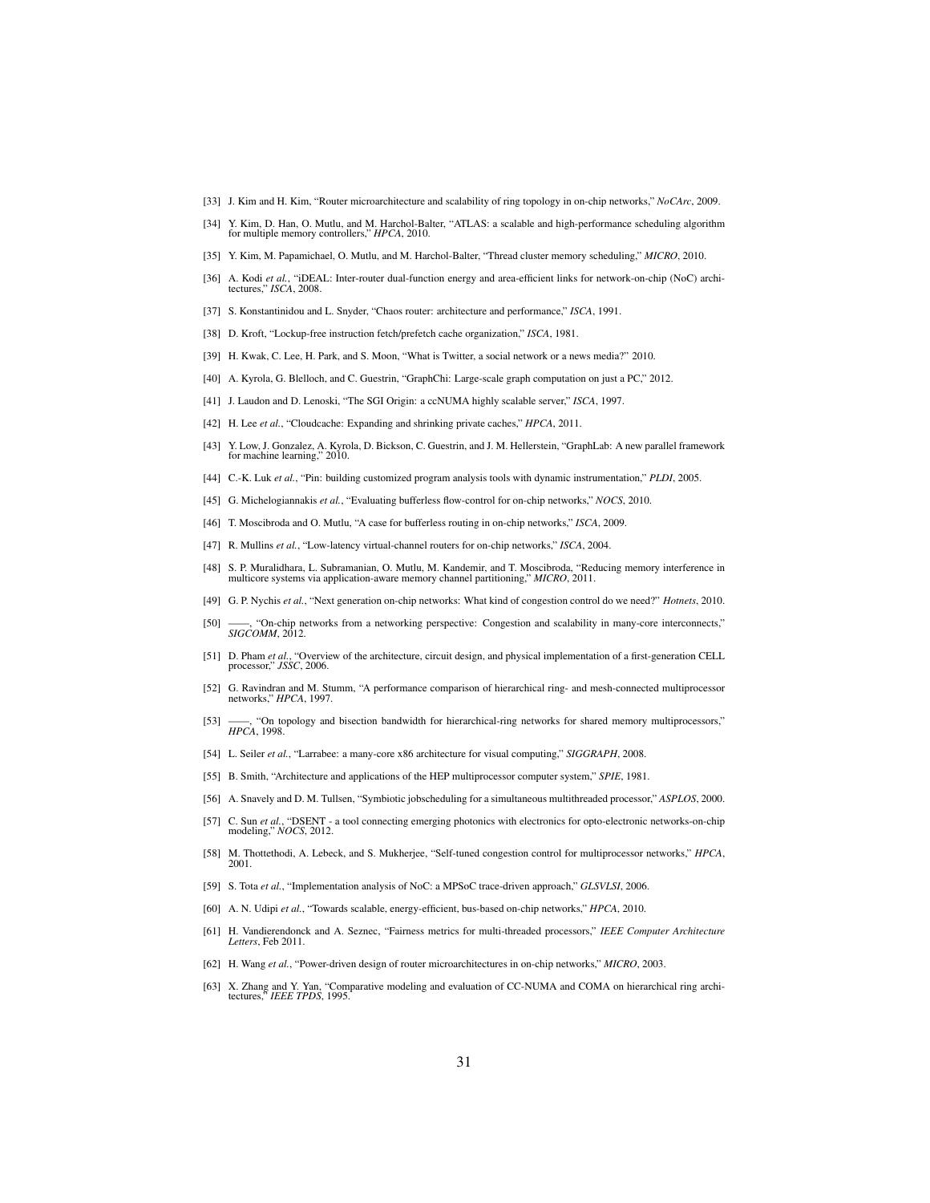[33] J. Kim and H. Kim, "Router microarchitecture and scalability of ring topology in on-chip networks," *NoCArc*, 2009.

[34] Y. Kim, D. Han, O. Mutlu, and M. Harchol-Balter, "ATLAS: a scalable and high-performance scheduling algorithm for multiple memory controllers," *HPCA*, 2010.

[35] Y. Kim, M. Papamichael, O. Mutlu, and M. Harchol-Balter, "Thread cluster memory scheduling," *MICRO*, 2010.

[36] A. Kodi *et al.*, "iDEAL: Inter-router dual-function energy and area-efficient links for network-on-chip (NoC) architectures," *ISCA*, 2008.

[37] S. Konstantinidou and L. Snyder, "Chaos router: architecture and performance," *ISCA*, 1991.

[38] D. Kroft, "Lockup-free instruction fetch/prefetch cache organization," *ISCA*, 1981.

[39] H. Kwak, C. Lee, H. Park, and S. Moon, "What is Twitter, a social network or a news media?" 2010.

[40] A. Kyrola, G. Blelloch, and C. Guestrin, "GraphChi: Large-scale graph computation on just a PC," 2012.

[41] J. Laudon and D. Lenoski, "The SGI Origin: a ccNUMA highly scalable server," *ISCA*, 1997.

[42] H. Lee *et al.*, "Cloudcache: Expanding and shrinking private caches," *HPCA*, 2011.

[43] Y. Low, J. Gonzalez, A. Kyrola, D. Bickson, C. Guestrin, and J. M. Hellerstein, "GraphLab: A new parallel framework for machine learning," 2010.

[44] C.-K. Luk *et al.*, "Pin: building customized program analysis tools with dynamic instrumentation," *PLDI*, 2005.

[45] G. Michelogiannakis *et al.*, "Evaluating bufferless flow-control for on-chip networks," *NOCS*, 2010.

[46] T. Moscibroda and O. Mutlu, "A case for bufferless routing in on-chip networks," *ISCA*, 2009.

[47] R. Mullins *et al.*, "Low-latency virtual-channel routers for on-chip networks," *ISCA*, 2004.

[48] S. P. Muralidhara, L. Subramanian, O. Mutlu, M. Kandemir, and T. Moscibroda, "Reducing memory interference in multicore systems via application-aware memory channel partitioning," *MICRO*, 2011.

[49] G. P. Nychis *et al.*, "Next generation on-chip networks: What kind of congestion control do we need?" *Hotnets*, 2010.

[50] ——, "On-chip networks from a networking perspective: Congestion and scalability in many-core interconnects," *SIGCOMM*, 2012.

[51] D. Pham *et al.*, "Overview of the architecture, circuit design, and physical implementation of a first-generation CELL processor," *JSSC*, 2006.

[52] G. Ravindran and M. Stumm, "A performance comparison of hierarchical ring- and mesh-connected multiprocessor networks," *HPCA*, 1997.

[53] ——, "On topology and bisection bandwidth for hierarchical-ring networks for shared memory multiprocessors," *HPCA*, 1998.

[54] L. Seiler *et al.*, "Larrabee: a many-core x86 architecture for visual computing," *SIGGRAPH*, 2008.

[55] B. Smith, "Architecture and applications of the HEP multiprocessor computer system," *SPIE*, 1981.

[56] A. Snavely and D. M. Tullsen, "Symbiotic jobscheduling for a simultaneous multithreaded processor," *ASPLOS*, 2000.

[57] C. Sun *et al.*, "DSENT - a tool connecting emerging photonics with electronics for opto-electronic networks-on-chip modeling," *NOCS*, 2012.

[58] M. Thottethodi, A. Lebeck, and S. Mukherjee, "Self-tuned congestion control for multiprocessor networks," *HPCA*, 2001.

[59] S. Tota *et al.*, "Implementation analysis of NoC: a MPSoC trace-driven approach," *GLSVLSI*, 2006.

[60] A. N. Udipi *et al.*, "Towards scalable, energy-efficient, bus-based on-chip networks," *HPCA*, 2010.

[61] H. Vandierendonck and A. Seznec, "Fairness metrics for multi-threaded processors," *IEEE Computer Architecture Letters*, Feb 2011.

[62] H. Wang *et al.*, "Power-driven design of router microarchitectures in on-chip networks," *MICRO*, 2003.

[63] X. Zhang and Y. Yan, "Comparative modeling and evaluation of CC-NUMA and COMA on hierarchical ring architectures," *IEEE TPDS*, 1995.